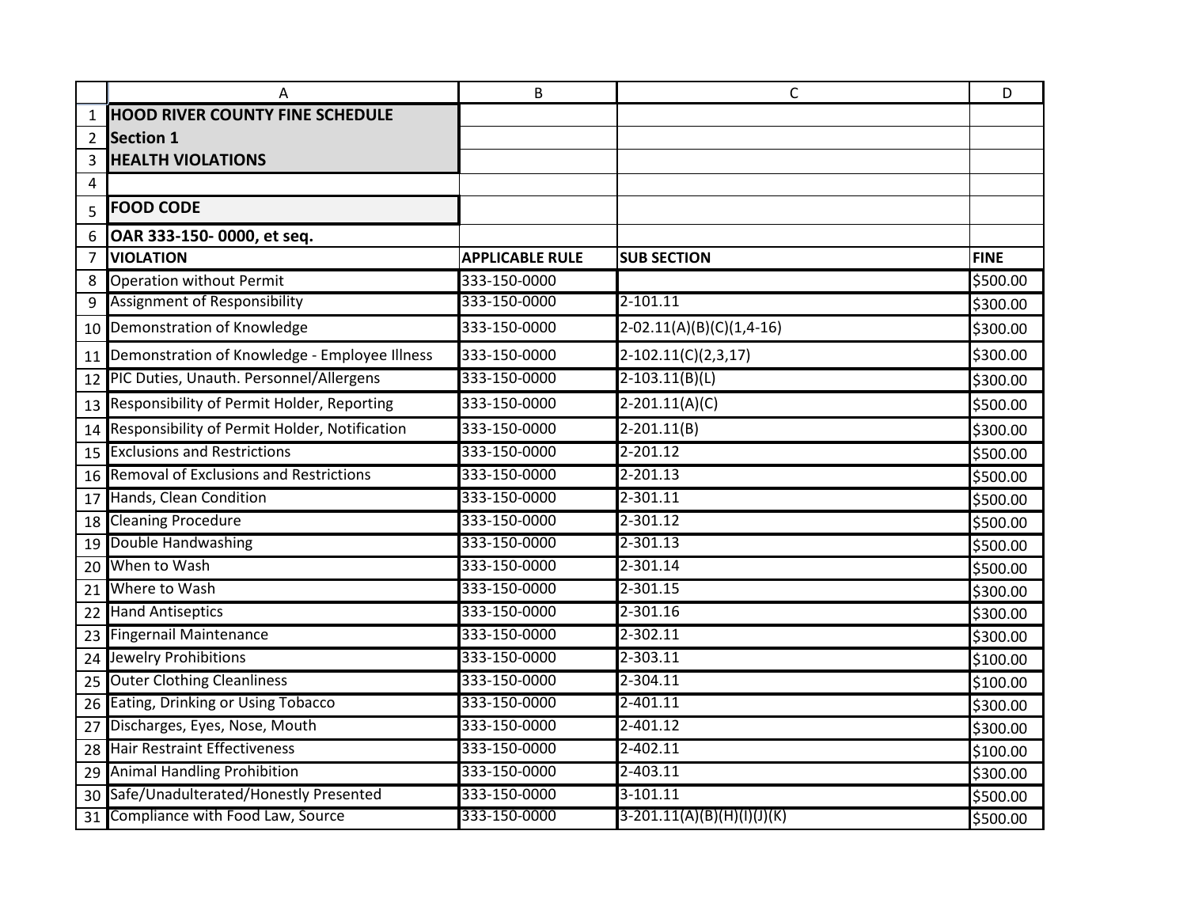# HOOD RIVER COUNTY FINE SCHEDULE

## Section 1

## HEALTH VIOLATIONS

### FOOD CODE

**OAR 333-150- 0000, et seq.**

| VIOLATION | APPLICABLE RULE | SUB SECTION | FINE |
|---|---|---|---|
| Operation without Permit | 333-150-0000 | | $500.00 |
| Assignment of Responsibility | 333-150-0000 | 2-101.11 | $300.00 |
| Demonstration of Knowledge | 333-150-0000 | 2-02.11(A)(B)(C)(1,4-16) | $300.00 |
| Demonstration of Knowledge - Employee Illness | 333-150-0000 | 2-102.11(C)(2,3,17) | $300.00 |
| PIC Duties, Unauth. Personnel/Allergens | 333-150-0000 | 2-103.11(B)(L) | $300.00 |
| Responsibility of Permit Holder, Reporting | 333-150-0000 | 2-201.11(A)(C) | $500.00 |
| Responsibility of Permit Holder, Notification | 333-150-0000 | 2-201.11(B) | $300.00 |
| Exclusions and Restrictions | 333-150-0000 | 2-201.12 | $500.00 |
| Removal of Exclusions and Restrictions | 333-150-0000 | 2-201.13 | $500.00 |
| Hands, Clean Condition | 333-150-0000 | 2-301.11 | $500.00 |
| Cleaning Procedure | 333-150-0000 | 2-301.12 | $500.00 |
| Double Handwashing | 333-150-0000 | 2-301.13 | $500.00 |
| When to Wash | 333-150-0000 | 2-301.14 | $500.00 |
| Where to Wash | 333-150-0000 | 2-301.15 | $300.00 |
| Hand Antiseptics | 333-150-0000 | 2-301.16 | $300.00 |
| Fingernail Maintenance | 333-150-0000 | 2-302.11 | $300.00 |
| Jewelry Prohibitions | 333-150-0000 | 2-303.11 | $100.00 |
| Outer Clothing Cleanliness | 333-150-0000 | 2-304.11 | $100.00 |
| Eating, Drinking or Using Tobacco | 333-150-0000 | 2-401.11 | $300.00 |
| Discharges, Eyes, Nose, Mouth | 333-150-0000 | 2-401.12 | $300.00 |
| Hair Restraint Effectiveness | 333-150-0000 | 2-402.11 | $100.00 |
| Animal Handling Prohibition | 333-150-0000 | 2-403.11 | $300.00 |
| Safe/Unadulterated/Honestly Presented | 333-150-0000 | 3-101.11 | $500.00 |
| Compliance with Food Law, Source | 333-150-0000 | 3-201.11(A)(B)(H)(I)(J)(K) | $500.00 |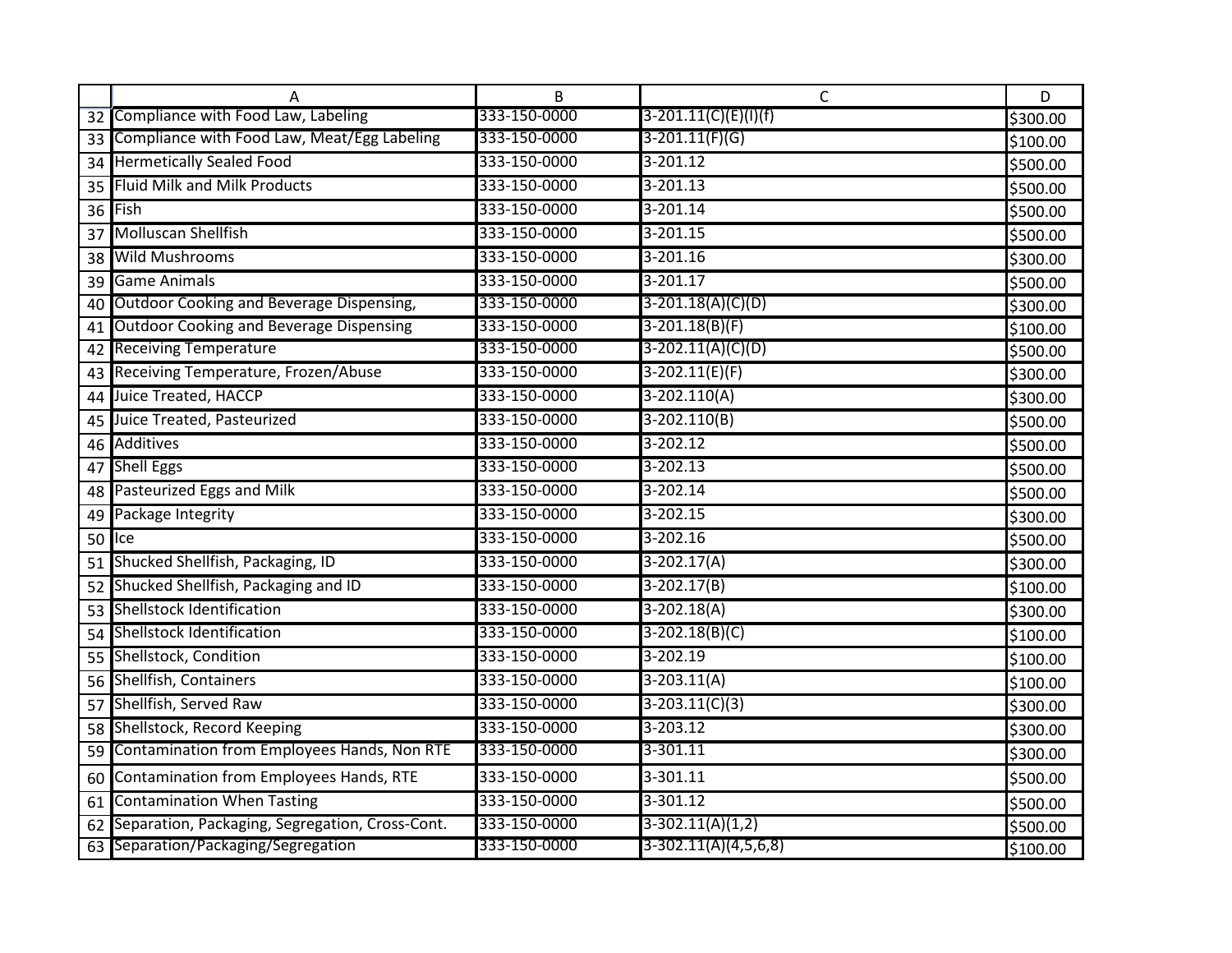| | A | B | C | D |
|---|---|---|---|---|
| 32 | Compliance with Food Law, Labeling | 333-150-0000 | 3-201.11(C)(E)(I)(f) | $300.00 |
| 33 | Compliance with Food Law, Meat/Egg Labeling | 333-150-0000 | 3-201.11(F)(G) | $100.00 |
| 34 | Hermetically Sealed Food | 333-150-0000 | 3-201.12 | $500.00 |
| 35 | Fluid Milk and Milk Products | 333-150-0000 | 3-201.13 | $500.00 |
| 36 | Fish | 333-150-0000 | 3-201.14 | $500.00 |
| 37 | Molluscan Shellfish | 333-150-0000 | 3-201.15 | $500.00 |
| 38 | Wild Mushrooms | 333-150-0000 | 3-201.16 | $300.00 |
| 39 | Game Animals | 333-150-0000 | 3-201.17 | $500.00 |
| 40 | Outdoor Cooking and Beverage Dispensing, | 333-150-0000 | 3-201.18(A)(C)(D) | $300.00 |
| 41 | Outdoor Cooking and Beverage Dispensing | 333-150-0000 | 3-201.18(B)(F) | $100.00 |
| 42 | Receiving Temperature | 333-150-0000 | 3-202.11(A)(C)(D) | $500.00 |
| 43 | Receiving Temperature, Frozen/Abuse | 333-150-0000 | 3-202.11(E)(F) | $300.00 |
| 44 | Juice Treated, HACCP | 333-150-0000 | 3-202.110(A) | $300.00 |
| 45 | Juice Treated, Pasteurized | 333-150-0000 | 3-202.110(B) | $500.00 |
| 46 | Additives | 333-150-0000 | 3-202.12 | $500.00 |
| 47 | Shell Eggs | 333-150-0000 | 3-202.13 | $500.00 |
| 48 | Pasteurized Eggs and Milk | 333-150-0000 | 3-202.14 | $500.00 |
| 49 | Package Integrity | 333-150-0000 | 3-202.15 | $300.00 |
| 50 | Ice | 333-150-0000 | 3-202.16 | $500.00 |
| 51 | Shucked Shellfish, Packaging, ID | 333-150-0000 | 3-202.17(A) | $300.00 |
| 52 | Shucked Shellfish, Packaging and ID | 333-150-0000 | 3-202.17(B) | $100.00 |
| 53 | Shellstock Identification | 333-150-0000 | 3-202.18(A) | $300.00 |
| 54 | Shellstock Identification | 333-150-0000 | 3-202.18(B)(C) | $100.00 |
| 55 | Shellstock, Condition | 333-150-0000 | 3-202.19 | $100.00 |
| 56 | Shellfish, Containers | 333-150-0000 | 3-203.11(A) | $100.00 |
| 57 | Shellfish, Served Raw | 333-150-0000 | 3-203.11(C)(3) | $300.00 |
| 58 | Shellstock, Record Keeping | 333-150-0000 | 3-203.12 | $300.00 |
| 59 | Contamination from Employees Hands, Non RTE | 333-150-0000 | 3-301.11 | $300.00 |
| 60 | Contamination from Employees Hands, RTE | 333-150-0000 | 3-301.11 | $500.00 |
| 61 | Contamination When Tasting | 333-150-0000 | 3-301.12 | $500.00 |
| 62 | Separation, Packaging, Segregation, Cross-Cont. | 333-150-0000 | 3-302.11(A)(1,2) | $500.00 |
| 63 | Separation/Packaging/Segregation | 333-150-0000 | 3-302.11(A)(4,5,6,8) | $100.00 |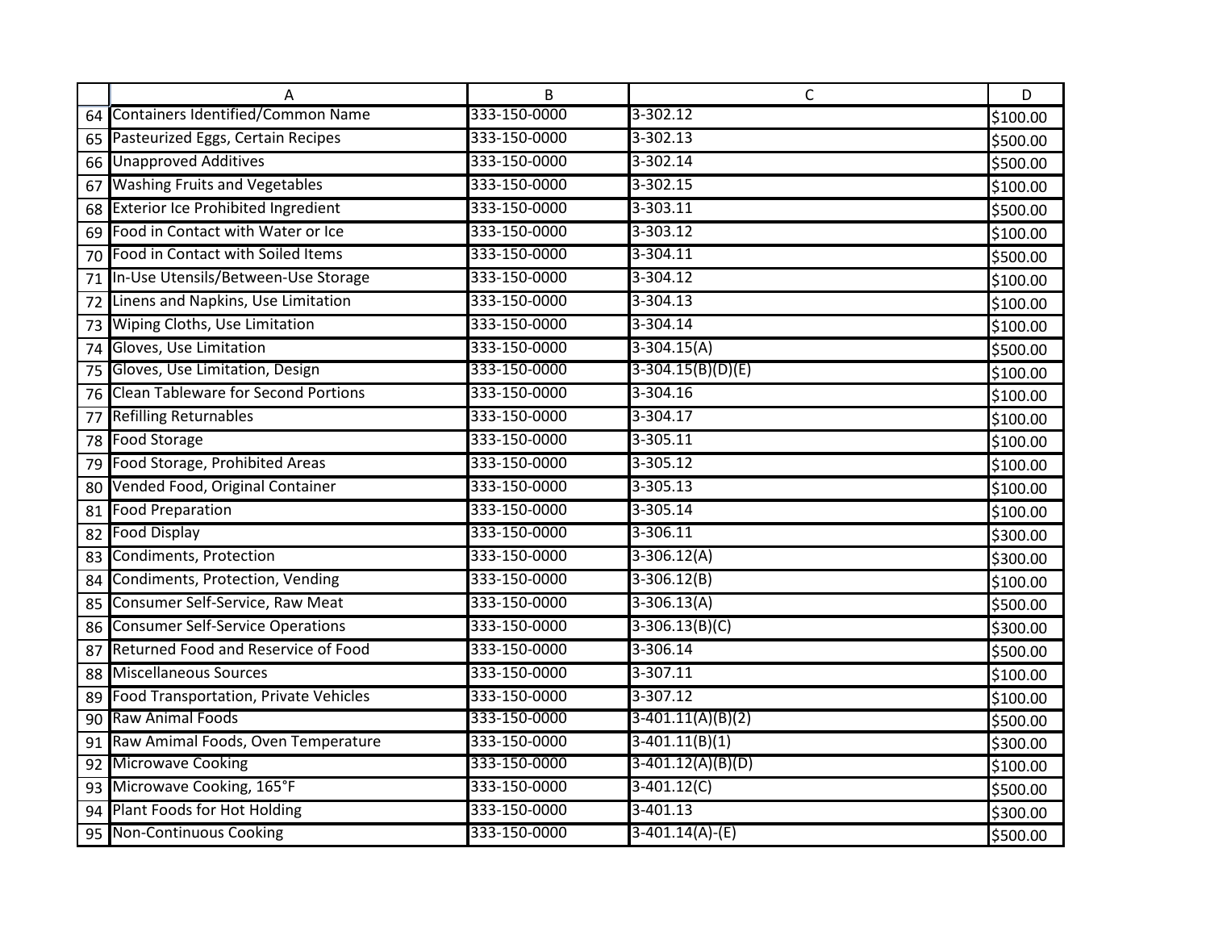| | A | B | C | D |
|---|---|---|---|---|
| 64 | Containers Identified/Common Name | 333-150-0000 | 3-302.12 | $100.00 |
| 65 | Pasteurized Eggs, Certain Recipes | 333-150-0000 | 3-302.13 | $500.00 |
| 66 | Unapproved Additives | 333-150-0000 | 3-302.14 | $500.00 |
| 67 | Washing Fruits and Vegetables | 333-150-0000 | 3-302.15 | $100.00 |
| 68 | Exterior Ice Prohibited Ingredient | 333-150-0000 | 3-303.11 | $500.00 |
| 69 | Food in Contact with Water or Ice | 333-150-0000 | 3-303.12 | $100.00 |
| 70 | Food in Contact with Soiled Items | 333-150-0000 | 3-304.11 | $500.00 |
| 71 | In-Use Utensils/Between-Use Storage | 333-150-0000 | 3-304.12 | $100.00 |
| 72 | Linens and Napkins, Use Limitation | 333-150-0000 | 3-304.13 | $100.00 |
| 73 | Wiping Cloths, Use Limitation | 333-150-0000 | 3-304.14 | $100.00 |
| 74 | Gloves, Use Limitation | 333-150-0000 | 3-304.15(A) | $500.00 |
| 75 | Gloves, Use Limitation, Design | 333-150-0000 | 3-304.15(B)(D)(E) | $100.00 |
| 76 | Clean Tableware for Second Portions | 333-150-0000 | 3-304.16 | $100.00 |
| 77 | Refilling Returnables | 333-150-0000 | 3-304.17 | $100.00 |
| 78 | Food Storage | 333-150-0000 | 3-305.11 | $100.00 |
| 79 | Food Storage, Prohibited Areas | 333-150-0000 | 3-305.12 | $100.00 |
| 80 | Vended Food, Original Container | 333-150-0000 | 3-305.13 | $100.00 |
| 81 | Food Preparation | 333-150-0000 | 3-305.14 | $100.00 |
| 82 | Food Display | 333-150-0000 | 3-306.11 | $300.00 |
| 83 | Condiments, Protection | 333-150-0000 | 3-306.12(A) | $300.00 |
| 84 | Condiments, Protection, Vending | 333-150-0000 | 3-306.12(B) | $100.00 |
| 85 | Consumer Self-Service, Raw Meat | 333-150-0000 | 3-306.13(A) | $500.00 |
| 86 | Consumer Self-Service Operations | 333-150-0000 | 3-306.13(B)(C) | $300.00 |
| 87 | Returned Food and Reservice of Food | 333-150-0000 | 3-306.14 | $500.00 |
| 88 | Miscellaneous Sources | 333-150-0000 | 3-307.11 | $100.00 |
| 89 | Food Transportation, Private Vehicles | 333-150-0000 | 3-307.12 | $100.00 |
| 90 | Raw Animal Foods | 333-150-0000 | 3-401.11(A)(B)(2) | $500.00 |
| 91 | Raw Amimal Foods, Oven Temperature | 333-150-0000 | 3-401.11(B)(1) | $300.00 |
| 92 | Microwave Cooking | 333-150-0000 | 3-401.12(A)(B)(D) | $100.00 |
| 93 | Microwave Cooking, 165°F | 333-150-0000 | 3-401.12(C) | $500.00 |
| 94 | Plant Foods for Hot Holding | 333-150-0000 | 3-401.13 | $300.00 |
| 95 | Non-Continuous Cooking | 333-150-0000 | 3-401.14(A)-(E) | $500.00 |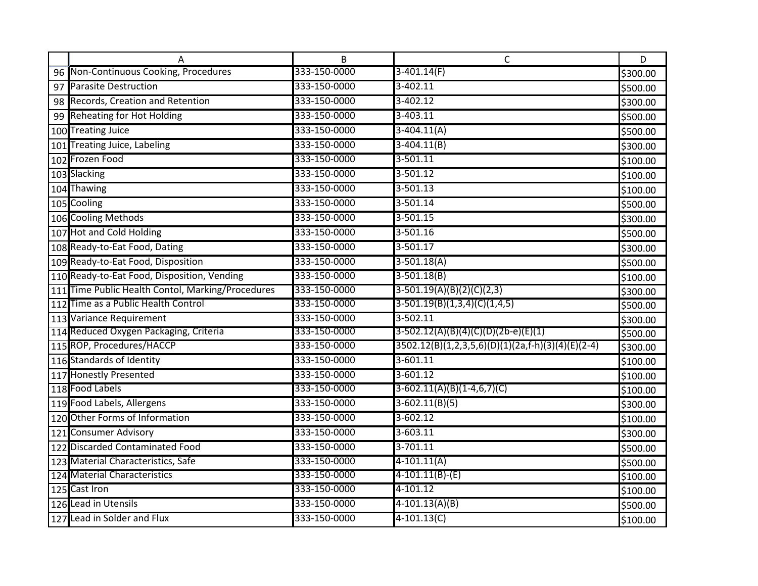| | A | B | C | D |
|---|---|---|---|---|
| 96 | Non-Continuous Cooking, Procedures | 333-150-0000 | 3-401.14(F) | $300.00 |
| 97 | Parasite Destruction | 333-150-0000 | 3-402.11 | $500.00 |
| 98 | Records, Creation and Retention | 333-150-0000 | 3-402.12 | $300.00 |
| 99 | Reheating for Hot Holding | 333-150-0000 | 3-403.11 | $500.00 |
| 100 | Treating Juice | 333-150-0000 | 3-404.11(A) | $500.00 |
| 101 | Treating Juice, Labeling | 333-150-0000 | 3-404.11(B) | $300.00 |
| 102 | Frozen Food | 333-150-0000 | 3-501.11 | $100.00 |
| 103 | Slacking | 333-150-0000 | 3-501.12 | $100.00 |
| 104 | Thawing | 333-150-0000 | 3-501.13 | $100.00 |
| 105 | Cooling | 333-150-0000 | 3-501.14 | $500.00 |
| 106 | Cooling Methods | 333-150-0000 | 3-501.15 | $300.00 |
| 107 | Hot and Cold Holding | 333-150-0000 | 3-501.16 | $500.00 |
| 108 | Ready-to-Eat Food, Dating | 333-150-0000 | 3-501.17 | $300.00 |
| 109 | Ready-to-Eat Food, Disposition | 333-150-0000 | 3-501.18(A) | $500.00 |
| 110 | Ready-to-Eat Food, Disposition, Vending | 333-150-0000 | 3-501.18(B) | $100.00 |
| 111 | Time Public Health Contol, Marking/Procedures | 333-150-0000 | 3-501.19(A)(B)(2)(C)(2,3) | $300.00 |
| 112 | Time as a Public Health Control | 333-150-0000 | 3-501.19(B)(1,3,4)(C)(1,4,5) | $500.00 |
| 113 | Variance Requirement | 333-150-0000 | 3-502.11 | $300.00 |
| 114 | Reduced Oxygen Packaging, Criteria | 333-150-0000 | 3-502.12(A)(B)(4)(C)(D)(2b-e)(E)(1) | $500.00 |
| 115 | ROP, Procedures/HACCP | 333-150-0000 | 3502.12(B)(1,2,3,5,6)(D)(1)(2a,f-h)(3)(4)(E)(2-4) | $300.00 |
| 116 | Standards of Identity | 333-150-0000 | 3-601.11 | $100.00 |
| 117 | Honestly Presented | 333-150-0000 | 3-601.12 | $100.00 |
| 118 | Food Labels | 333-150-0000 | 3-602.11(A)(B)(1-4,6,7)(C) | $100.00 |
| 119 | Food Labels, Allergens | 333-150-0000 | 3-602.11(B)(5) | $300.00 |
| 120 | Other Forms of Information | 333-150-0000 | 3-602.12 | $100.00 |
| 121 | Consumer Advisory | 333-150-0000 | 3-603.11 | $300.00 |
| 122 | Discarded Contaminated Food | 333-150-0000 | 3-701.11 | $500.00 |
| 123 | Material Characteristics, Safe | 333-150-0000 | 4-101.11(A) | $500.00 |
| 124 | Material Characteristics | 333-150-0000 | 4-101.11(B)-(E) | $100.00 |
| 125 | Cast Iron | 333-150-0000 | 4-101.12 | $100.00 |
| 126 | Lead in Utensils | 333-150-0000 | 4-101.13(A)(B) | $500.00 |
| 127 | Lead in Solder and Flux | 333-150-0000 | 4-101.13(C) | $100.00 |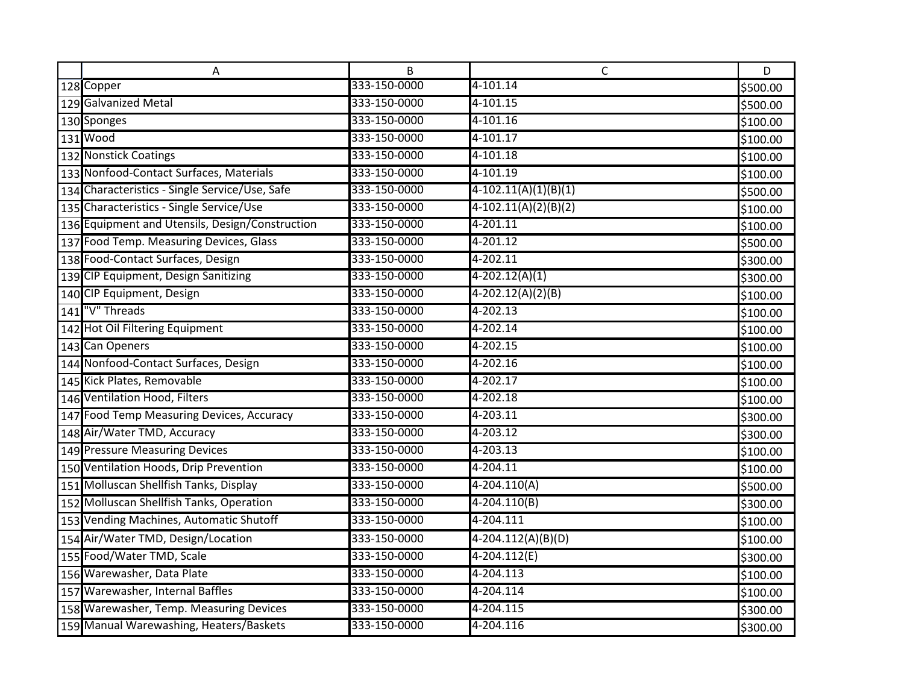| | A | B | C | D |
|---|---|---|---|---|
| 128 | Copper | 333-150-0000 | 4-101.14 | $500.00 |
| 129 | Galvanized Metal | 333-150-0000 | 4-101.15 | $500.00 |
| 130 | Sponges | 333-150-0000 | 4-101.16 | $100.00 |
| 131 | Wood | 333-150-0000 | 4-101.17 | $100.00 |
| 132 | Nonstick Coatings | 333-150-0000 | 4-101.18 | $100.00 |
| 133 | Nonfood-Contact Surfaces, Materials | 333-150-0000 | 4-101.19 | $100.00 |
| 134 | Characteristics - Single Service/Use, Safe | 333-150-0000 | 4-102.11(A)(1)(B)(1) | $500.00 |
| 135 | Characteristics - Single Service/Use | 333-150-0000 | 4-102.11(A)(2)(B)(2) | $100.00 |
| 136 | Equipment and Utensils, Design/Construction | 333-150-0000 | 4-201.11 | $100.00 |
| 137 | Food Temp. Measuring Devices, Glass | 333-150-0000 | 4-201.12 | $500.00 |
| 138 | Food-Contact Surfaces, Design | 333-150-0000 | 4-202.11 | $300.00 |
| 139 | CIP Equipment, Design Sanitizing | 333-150-0000 | 4-202.12(A)(1) | $300.00 |
| 140 | CIP Equipment, Design | 333-150-0000 | 4-202.12(A)(2)(B) | $100.00 |
| 141 | "V" Threads | 333-150-0000 | 4-202.13 | $100.00 |
| 142 | Hot Oil Filtering Equipment | 333-150-0000 | 4-202.14 | $100.00 |
| 143 | Can Openers | 333-150-0000 | 4-202.15 | $100.00 |
| 144 | Nonfood-Contact Surfaces, Design | 333-150-0000 | 4-202.16 | $100.00 |
| 145 | Kick Plates, Removable | 333-150-0000 | 4-202.17 | $100.00 |
| 146 | Ventilation Hood, Filters | 333-150-0000 | 4-202.18 | $100.00 |
| 147 | Food Temp Measuring Devices, Accuracy | 333-150-0000 | 4-203.11 | $300.00 |
| 148 | Air/Water TMD, Accuracy | 333-150-0000 | 4-203.12 | $300.00 |
| 149 | Pressure Measuring Devices | 333-150-0000 | 4-203.13 | $100.00 |
| 150 | Ventilation Hoods, Drip Prevention | 333-150-0000 | 4-204.11 | $100.00 |
| 151 | Molluscan Shellfish Tanks, Display | 333-150-0000 | 4-204.110(A) | $500.00 |
| 152 | Molluscan Shellfish Tanks, Operation | 333-150-0000 | 4-204.110(B) | $300.00 |
| 153 | Vending Machines, Automatic Shutoff | 333-150-0000 | 4-204.111 | $100.00 |
| 154 | Air/Water TMD, Design/Location | 333-150-0000 | 4-204.112(A)(B)(D) | $100.00 |
| 155 | Food/Water TMD, Scale | 333-150-0000 | 4-204.112(E) | $300.00 |
| 156 | Warewasher, Data Plate | 333-150-0000 | 4-204.113 | $100.00 |
| 157 | Warewasher, Internal Baffles | 333-150-0000 | 4-204.114 | $100.00 |
| 158 | Warewasher, Temp. Measuring Devices | 333-150-0000 | 4-204.115 | $300.00 |
| 159 | Manual Warewashing, Heaters/Baskets | 333-150-0000 | 4-204.116 | $300.00 |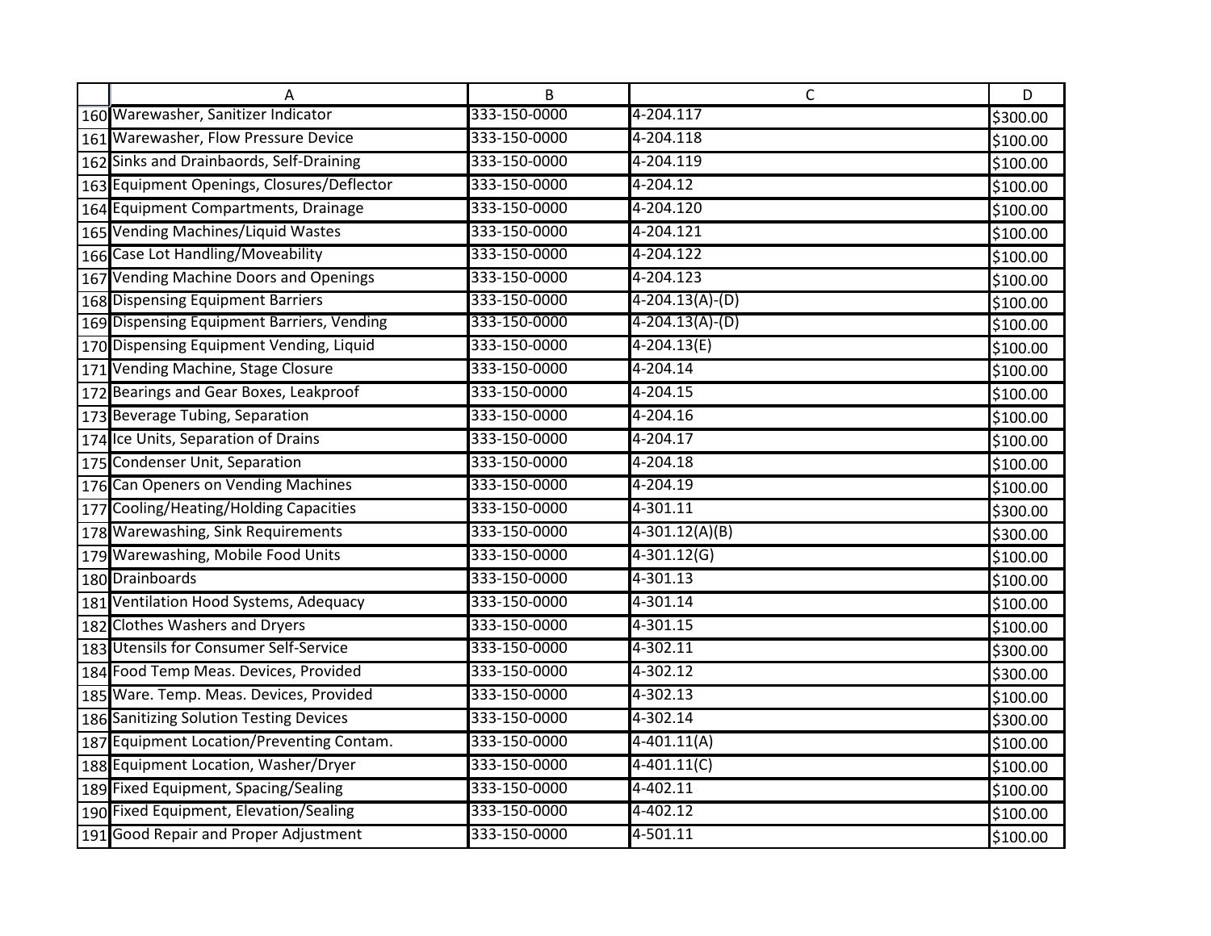| | A | B | C | D |
|---|---|---|---|---|
| 160 | Warewasher, Sanitizer Indicator | 333-150-0000 | 4-204.117 | $300.00 |
| 161 | Warewasher, Flow Pressure Device | 333-150-0000 | 4-204.118 | $100.00 |
| 162 | Sinks and Drainbaords, Self-Draining | 333-150-0000 | 4-204.119 | $100.00 |
| 163 | Equipment Openings, Closures/Deflector | 333-150-0000 | 4-204.12 | $100.00 |
| 164 | Equipment Compartments, Drainage | 333-150-0000 | 4-204.120 | $100.00 |
| 165 | Vending Machines/Liquid Wastes | 333-150-0000 | 4-204.121 | $100.00 |
| 166 | Case Lot Handling/Moveability | 333-150-0000 | 4-204.122 | $100.00 |
| 167 | Vending Machine Doors and Openings | 333-150-0000 | 4-204.123 | $100.00 |
| 168 | Dispensing Equipment Barriers | 333-150-0000 | 4-204.13(A)-(D) | $100.00 |
| 169 | Dispensing Equipment Barriers, Vending | 333-150-0000 | 4-204.13(A)-(D) | $100.00 |
| 170 | Dispensing Equipment Vending, Liquid | 333-150-0000 | 4-204.13(E) | $100.00 |
| 171 | Vending Machine, Stage Closure | 333-150-0000 | 4-204.14 | $100.00 |
| 172 | Bearings and Gear Boxes, Leakproof | 333-150-0000 | 4-204.15 | $100.00 |
| 173 | Beverage Tubing, Separation | 333-150-0000 | 4-204.16 | $100.00 |
| 174 | Ice Units, Separation of Drains | 333-150-0000 | 4-204.17 | $100.00 |
| 175 | Condenser Unit, Separation | 333-150-0000 | 4-204.18 | $100.00 |
| 176 | Can Openers on Vending Machines | 333-150-0000 | 4-204.19 | $100.00 |
| 177 | Cooling/Heating/Holding Capacities | 333-150-0000 | 4-301.11 | $300.00 |
| 178 | Warewashing, Sink Requirements | 333-150-0000 | 4-301.12(A)(B) | $300.00 |
| 179 | Warewashing, Mobile Food Units | 333-150-0000 | 4-301.12(G) | $100.00 |
| 180 | Drainboards | 333-150-0000 | 4-301.13 | $100.00 |
| 181 | Ventilation Hood Systems, Adequacy | 333-150-0000 | 4-301.14 | $100.00 |
| 182 | Clothes Washers and Dryers | 333-150-0000 | 4-301.15 | $100.00 |
| 183 | Utensils for Consumer Self-Service | 333-150-0000 | 4-302.11 | $300.00 |
| 184 | Food Temp Meas. Devices, Provided | 333-150-0000 | 4-302.12 | $300.00 |
| 185 | Ware. Temp. Meas. Devices, Provided | 333-150-0000 | 4-302.13 | $100.00 |
| 186 | Sanitizing Solution Testing Devices | 333-150-0000 | 4-302.14 | $300.00 |
| 187 | Equipment Location/Preventing Contam. | 333-150-0000 | 4-401.11(A) | $100.00 |
| 188 | Equipment Location, Washer/Dryer | 333-150-0000 | 4-401.11(C) | $100.00 |
| 189 | Fixed Equipment, Spacing/Sealing | 333-150-0000 | 4-402.11 | $100.00 |
| 190 | Fixed Equipment, Elevation/Sealing | 333-150-0000 | 4-402.12 | $100.00 |
| 191 | Good Repair and Proper Adjustment | 333-150-0000 | 4-501.11 | $100.00 |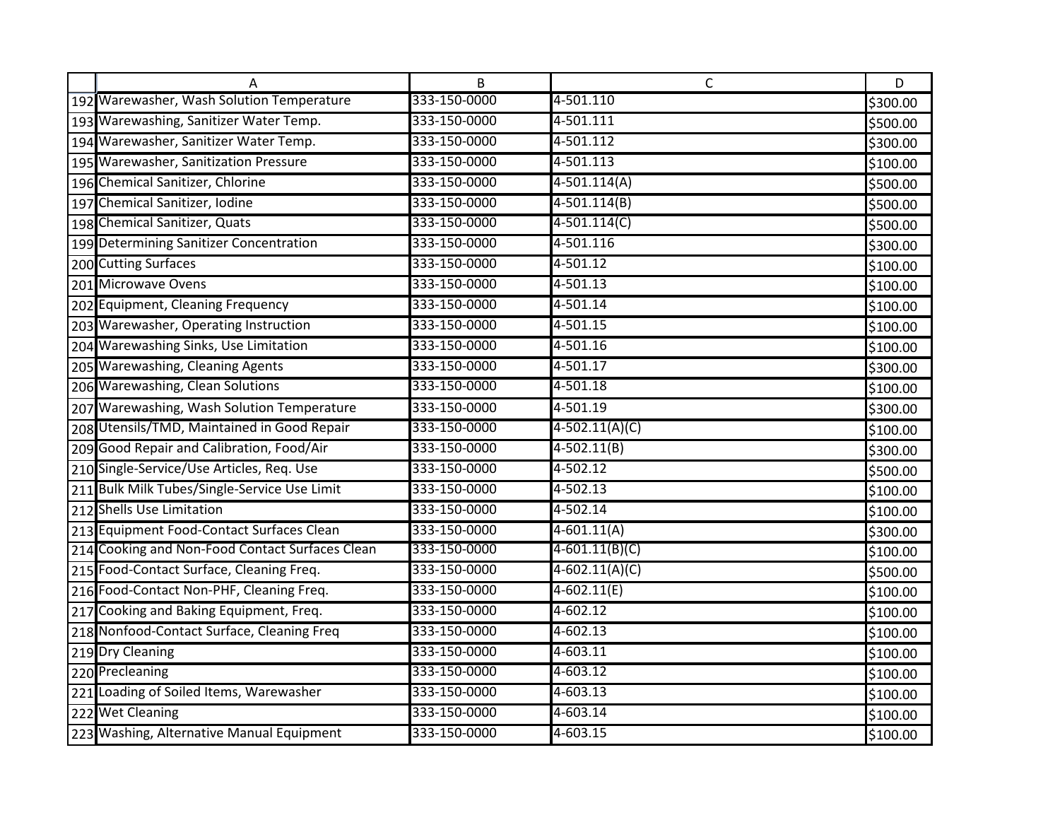| | A | B | C | D |
|---|---|---|---|---|
| 192 | Warewasher, Wash Solution Temperature | 333-150-0000 | 4-501.110 | $300.00 |
| 193 | Warewashing, Sanitizer Water Temp. | 333-150-0000 | 4-501.111 | $500.00 |
| 194 | Warewasher, Sanitizer Water Temp. | 333-150-0000 | 4-501.112 | $300.00 |
| 195 | Warewasher, Sanitization Pressure | 333-150-0000 | 4-501.113 | $100.00 |
| 196 | Chemical Sanitizer, Chlorine | 333-150-0000 | 4-501.114(A) | $500.00 |
| 197 | Chemical Sanitizer, Iodine | 333-150-0000 | 4-501.114(B) | $500.00 |
| 198 | Chemical Sanitizer, Quats | 333-150-0000 | 4-501.114(C) | $500.00 |
| 199 | Determining Sanitizer Concentration | 333-150-0000 | 4-501.116 | $300.00 |
| 200 | Cutting Surfaces | 333-150-0000 | 4-501.12 | $100.00 |
| 201 | Microwave Ovens | 333-150-0000 | 4-501.13 | $100.00 |
| 202 | Equipment, Cleaning Frequency | 333-150-0000 | 4-501.14 | $100.00 |
| 203 | Warewasher, Operating Instruction | 333-150-0000 | 4-501.15 | $100.00 |
| 204 | Warewashing Sinks, Use Limitation | 333-150-0000 | 4-501.16 | $100.00 |
| 205 | Warewashing, Cleaning Agents | 333-150-0000 | 4-501.17 | $300.00 |
| 206 | Warewashing, Clean Solutions | 333-150-0000 | 4-501.18 | $100.00 |
| 207 | Warewashing, Wash Solution Temperature | 333-150-0000 | 4-501.19 | $300.00 |
| 208 | Utensils/TMD, Maintained in Good Repair | 333-150-0000 | 4-502.11(A)(C) | $100.00 |
| 209 | Good Repair and Calibration, Food/Air | 333-150-0000 | 4-502.11(B) | $300.00 |
| 210 | Single-Service/Use Articles, Req. Use | 333-150-0000 | 4-502.12 | $500.00 |
| 211 | Bulk Milk Tubes/Single-Service Use Limit | 333-150-0000 | 4-502.13 | $100.00 |
| 212 | Shells Use Limitation | 333-150-0000 | 4-502.14 | $100.00 |
| 213 | Equipment Food-Contact Surfaces Clean | 333-150-0000 | 4-601.11(A) | $300.00 |
| 214 | Cooking and Non-Food Contact Surfaces Clean | 333-150-0000 | 4-601.11(B)(C) | $100.00 |
| 215 | Food-Contact Surface, Cleaning Freq. | 333-150-0000 | 4-602.11(A)(C) | $500.00 |
| 216 | Food-Contact Non-PHF, Cleaning Freq. | 333-150-0000 | 4-602.11(E) | $100.00 |
| 217 | Cooking and Baking Equipment, Freq. | 333-150-0000 | 4-602.12 | $100.00 |
| 218 | Nonfood-Contact Surface, Cleaning Freq | 333-150-0000 | 4-602.13 | $100.00 |
| 219 | Dry Cleaning | 333-150-0000 | 4-603.11 | $100.00 |
| 220 | Precleaning | 333-150-0000 | 4-603.12 | $100.00 |
| 221 | Loading of Soiled Items, Warewasher | 333-150-0000 | 4-603.13 | $100.00 |
| 222 | Wet Cleaning | 333-150-0000 | 4-603.14 | $100.00 |
| 223 | Washing, Alternative Manual Equipment | 333-150-0000 | 4-603.15 | $100.00 |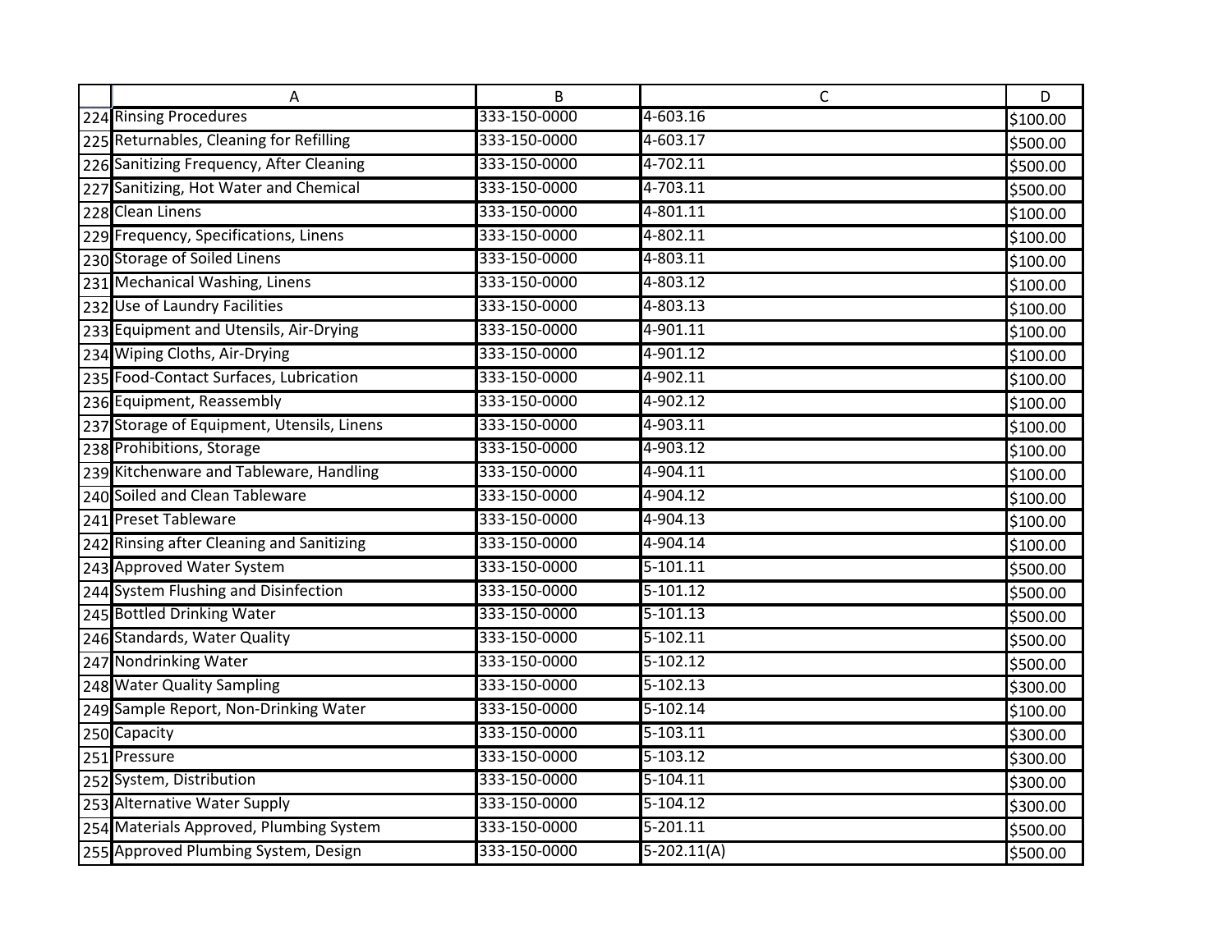| | A | B | C | D |
|---|---|---|---|---|
| 224 | Rinsing Procedures | 333-150-0000 | 4-603.16 | $100.00 |
| 225 | Returnables, Cleaning for Refilling | 333-150-0000 | 4-603.17 | $500.00 |
| 226 | Sanitizing Frequency, After Cleaning | 333-150-0000 | 4-702.11 | $500.00 |
| 227 | Sanitizing, Hot Water and Chemical | 333-150-0000 | 4-703.11 | $500.00 |
| 228 | Clean Linens | 333-150-0000 | 4-801.11 | $100.00 |
| 229 | Frequency, Specifications, Linens | 333-150-0000 | 4-802.11 | $100.00 |
| 230 | Storage of Soiled Linens | 333-150-0000 | 4-803.11 | $100.00 |
| 231 | Mechanical Washing, Linens | 333-150-0000 | 4-803.12 | $100.00 |
| 232 | Use of Laundry Facilities | 333-150-0000 | 4-803.13 | $100.00 |
| 233 | Equipment and Utensils, Air-Drying | 333-150-0000 | 4-901.11 | $100.00 |
| 234 | Wiping Cloths, Air-Drying | 333-150-0000 | 4-901.12 | $100.00 |
| 235 | Food-Contact Surfaces, Lubrication | 333-150-0000 | 4-902.11 | $100.00 |
| 236 | Equipment, Reassembly | 333-150-0000 | 4-902.12 | $100.00 |
| 237 | Storage of Equipment, Utensils, Linens | 333-150-0000 | 4-903.11 | $100.00 |
| 238 | Prohibitions, Storage | 333-150-0000 | 4-903.12 | $100.00 |
| 239 | Kitchenware and Tableware, Handling | 333-150-0000 | 4-904.11 | $100.00 |
| 240 | Soiled and Clean Tableware | 333-150-0000 | 4-904.12 | $100.00 |
| 241 | Preset Tableware | 333-150-0000 | 4-904.13 | $100.00 |
| 242 | Rinsing after Cleaning and Sanitizing | 333-150-0000 | 4-904.14 | $100.00 |
| 243 | Approved Water System | 333-150-0000 | 5-101.11 | $500.00 |
| 244 | System Flushing and Disinfection | 333-150-0000 | 5-101.12 | $500.00 |
| 245 | Bottled Drinking Water | 333-150-0000 | 5-101.13 | $500.00 |
| 246 | Standards, Water Quality | 333-150-0000 | 5-102.11 | $500.00 |
| 247 | Nondrinking Water | 333-150-0000 | 5-102.12 | $500.00 |
| 248 | Water Quality Sampling | 333-150-0000 | 5-102.13 | $300.00 |
| 249 | Sample Report, Non-Drinking Water | 333-150-0000 | 5-102.14 | $100.00 |
| 250 | Capacity | 333-150-0000 | 5-103.11 | $300.00 |
| 251 | Pressure | 333-150-0000 | 5-103.12 | $300.00 |
| 252 | System, Distribution | 333-150-0000 | 5-104.11 | $300.00 |
| 253 | Alternative Water Supply | 333-150-0000 | 5-104.12 | $300.00 |
| 254 | Materials Approved, Plumbing System | 333-150-0000 | 5-201.11 | $500.00 |
| 255 | Approved Plumbing System, Design | 333-150-0000 | 5-202.11(A) | $500.00 |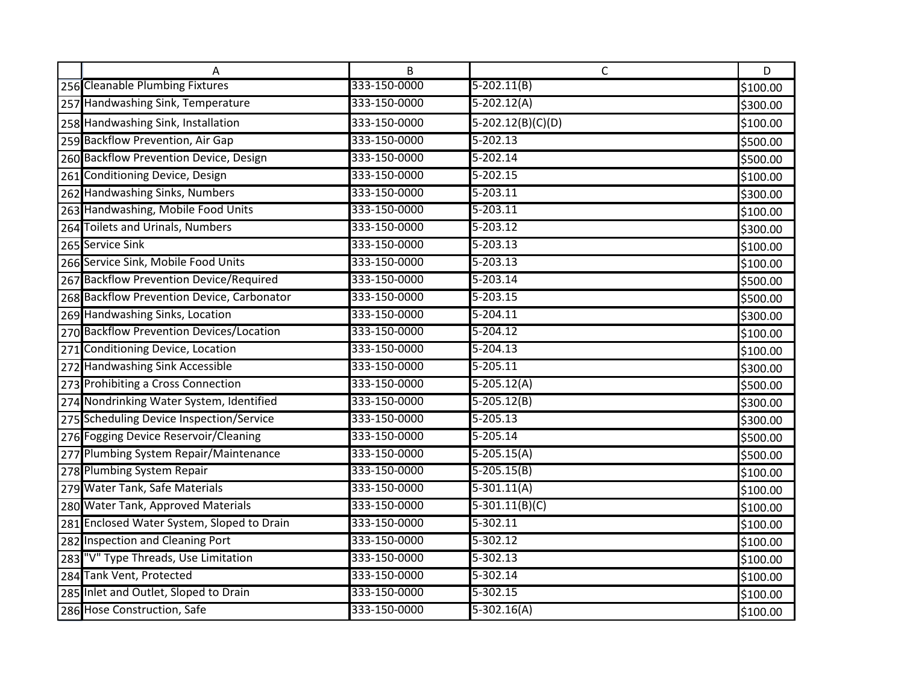| | A | B | C | D |
|---|---|---|---|---|
| 256 | Cleanable Plumbing Fixtures | 333-150-0000 | 5-202.11(B) | $100.00 |
| 257 | Handwashing Sink, Temperature | 333-150-0000 | 5-202.12(A) | $300.00 |
| 258 | Handwashing Sink, Installation | 333-150-0000 | 5-202.12(B)(C)(D) | $100.00 |
| 259 | Backflow Prevention, Air Gap | 333-150-0000 | 5-202.13 | $500.00 |
| 260 | Backflow Prevention Device, Design | 333-150-0000 | 5-202.14 | $500.00 |
| 261 | Conditioning Device, Design | 333-150-0000 | 5-202.15 | $100.00 |
| 262 | Handwashing Sinks, Numbers | 333-150-0000 | 5-203.11 | $300.00 |
| 263 | Handwashing, Mobile Food Units | 333-150-0000 | 5-203.11 | $100.00 |
| 264 | Toilets and Urinals, Numbers | 333-150-0000 | 5-203.12 | $300.00 |
| 265 | Service Sink | 333-150-0000 | 5-203.13 | $100.00 |
| 266 | Service Sink, Mobile Food Units | 333-150-0000 | 5-203.13 | $100.00 |
| 267 | Backflow Prevention Device/Required | 333-150-0000 | 5-203.14 | $500.00 |
| 268 | Backflow Prevention Device, Carbonator | 333-150-0000 | 5-203.15 | $500.00 |
| 269 | Handwashing Sinks, Location | 333-150-0000 | 5-204.11 | $300.00 |
| 270 | Backflow Prevention Devices/Location | 333-150-0000 | 5-204.12 | $100.00 |
| 271 | Conditioning Device, Location | 333-150-0000 | 5-204.13 | $100.00 |
| 272 | Handwashing Sink Accessible | 333-150-0000 | 5-205.11 | $300.00 |
| 273 | Prohibiting a Cross Connection | 333-150-0000 | 5-205.12(A) | $500.00 |
| 274 | Nondrinking Water System, Identified | 333-150-0000 | 5-205.12(B) | $300.00 |
| 275 | Scheduling Device Inspection/Service | 333-150-0000 | 5-205.13 | $300.00 |
| 276 | Fogging Device Reservoir/Cleaning | 333-150-0000 | 5-205.14 | $500.00 |
| 277 | Plumbing System Repair/Maintenance | 333-150-0000 | 5-205.15(A) | $500.00 |
| 278 | Plumbing System Repair | 333-150-0000 | 5-205.15(B) | $100.00 |
| 279 | Water Tank, Safe Materials | 333-150-0000 | 5-301.11(A) | $100.00 |
| 280 | Water Tank, Approved Materials | 333-150-0000 | 5-301.11(B)(C) | $100.00 |
| 281 | Enclosed Water System, Sloped to Drain | 333-150-0000 | 5-302.11 | $100.00 |
| 282 | Inspection and Cleaning Port | 333-150-0000 | 5-302.12 | $100.00 |
| 283 | "V" Type Threads, Use Limitation | 333-150-0000 | 5-302.13 | $100.00 |
| 284 | Tank Vent, Protected | 333-150-0000 | 5-302.14 | $100.00 |
| 285 | Inlet and Outlet, Sloped to Drain | 333-150-0000 | 5-302.15 | $100.00 |
| 286 | Hose Construction, Safe | 333-150-0000 | 5-302.16(A) | $100.00 |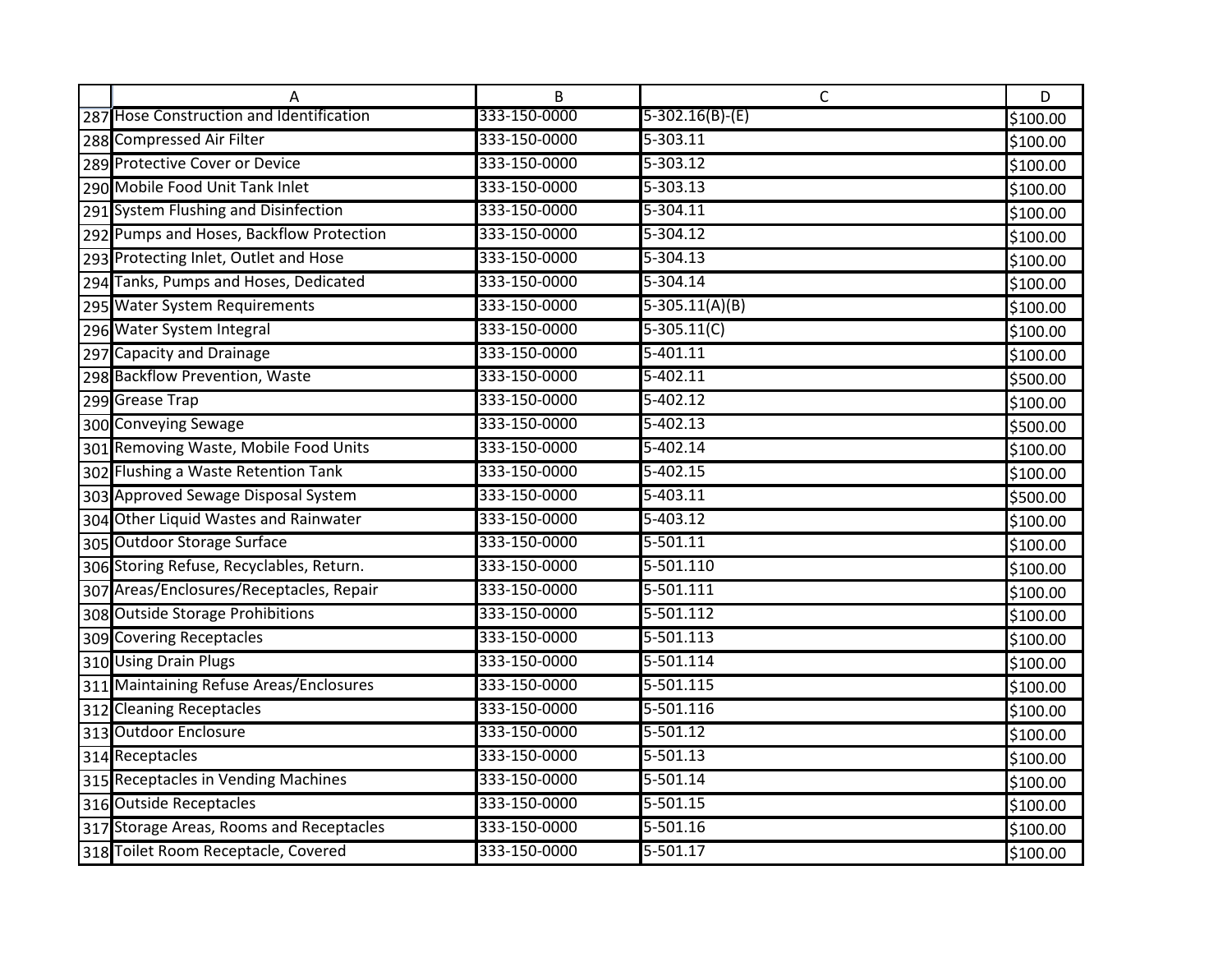| | A | B | C | D |
|---|---|---|---|---|
| 287 | Hose Construction and Identification | 333-150-0000 | 5-302.16(B)-(E) | $100.00 |
| 288 | Compressed Air Filter | 333-150-0000 | 5-303.11 | $100.00 |
| 289 | Protective Cover or Device | 333-150-0000 | 5-303.12 | $100.00 |
| 290 | Mobile Food Unit Tank Inlet | 333-150-0000 | 5-303.13 | $100.00 |
| 291 | System Flushing and Disinfection | 333-150-0000 | 5-304.11 | $100.00 |
| 292 | Pumps and Hoses, Backflow Protection | 333-150-0000 | 5-304.12 | $100.00 |
| 293 | Protecting Inlet, Outlet and Hose | 333-150-0000 | 5-304.13 | $100.00 |
| 294 | Tanks, Pumps and Hoses, Dedicated | 333-150-0000 | 5-304.14 | $100.00 |
| 295 | Water System Requirements | 333-150-0000 | 5-305.11(A)(B) | $100.00 |
| 296 | Water System Integral | 333-150-0000 | 5-305.11(C) | $100.00 |
| 297 | Capacity and Drainage | 333-150-0000 | 5-401.11 | $100.00 |
| 298 | Backflow Prevention, Waste | 333-150-0000 | 5-402.11 | $500.00 |
| 299 | Grease Trap | 333-150-0000 | 5-402.12 | $100.00 |
| 300 | Conveying Sewage | 333-150-0000 | 5-402.13 | $500.00 |
| 301 | Removing Waste, Mobile Food Units | 333-150-0000 | 5-402.14 | $100.00 |
| 302 | Flushing a Waste Retention Tank | 333-150-0000 | 5-402.15 | $100.00 |
| 303 | Approved Sewage Disposal System | 333-150-0000 | 5-403.11 | $500.00 |
| 304 | Other Liquid Wastes and Rainwater | 333-150-0000 | 5-403.12 | $100.00 |
| 305 | Outdoor Storage Surface | 333-150-0000 | 5-501.11 | $100.00 |
| 306 | Storing Refuse, Recyclables, Return. | 333-150-0000 | 5-501.110 | $100.00 |
| 307 | Areas/Enclosures/Receptacles, Repair | 333-150-0000 | 5-501.111 | $100.00 |
| 308 | Outside Storage Prohibitions | 333-150-0000 | 5-501.112 | $100.00 |
| 309 | Covering Receptacles | 333-150-0000 | 5-501.113 | $100.00 |
| 310 | Using Drain Plugs | 333-150-0000 | 5-501.114 | $100.00 |
| 311 | Maintaining Refuse Areas/Enclosures | 333-150-0000 | 5-501.115 | $100.00 |
| 312 | Cleaning Receptacles | 333-150-0000 | 5-501.116 | $100.00 |
| 313 | Outdoor Enclosure | 333-150-0000 | 5-501.12 | $100.00 |
| 314 | Receptacles | 333-150-0000 | 5-501.13 | $100.00 |
| 315 | Receptacles in Vending Machines | 333-150-0000 | 5-501.14 | $100.00 |
| 316 | Outside Receptacles | 333-150-0000 | 5-501.15 | $100.00 |
| 317 | Storage Areas, Rooms and Receptacles | 333-150-0000 | 5-501.16 | $100.00 |
| 318 | Toilet Room Receptacle, Covered | 333-150-0000 | 5-501.17 | $100.00 |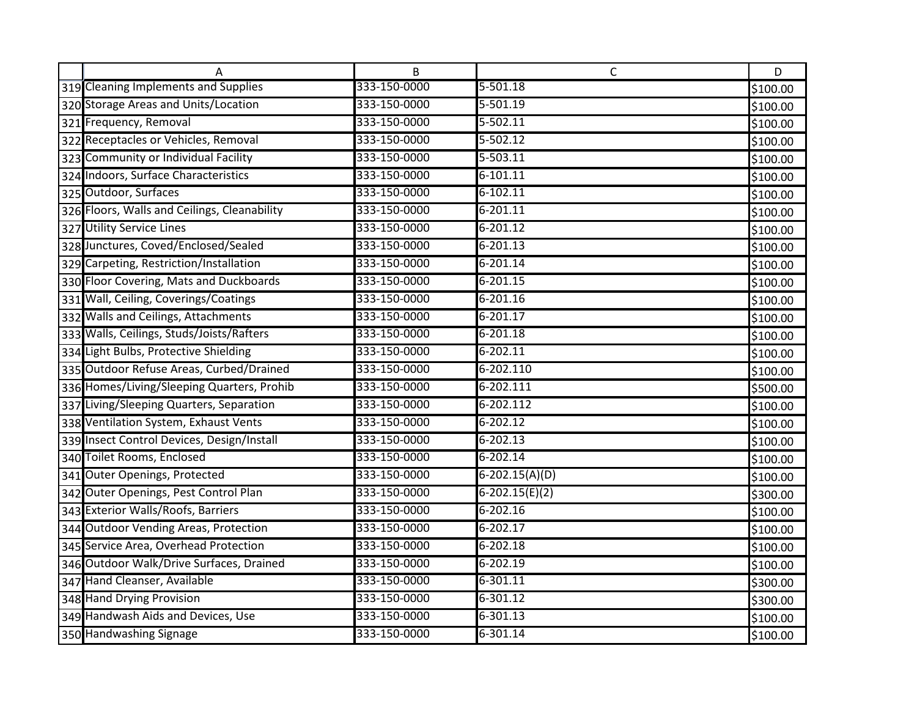| | A | B | C | D |
|---|---|---|---|---|
| 319 | Cleaning Implements and Supplies | 333-150-0000 | 5-501.18 | $100.00 |
| 320 | Storage Areas and Units/Location | 333-150-0000 | 5-501.19 | $100.00 |
| 321 | Frequency, Removal | 333-150-0000 | 5-502.11 | $100.00 |
| 322 | Receptacles or Vehicles, Removal | 333-150-0000 | 5-502.12 | $100.00 |
| 323 | Community or Individual Facility | 333-150-0000 | 5-503.11 | $100.00 |
| 324 | Indoors, Surface Characteristics | 333-150-0000 | 6-101.11 | $100.00 |
| 325 | Outdoor, Surfaces | 333-150-0000 | 6-102.11 | $100.00 |
| 326 | Floors, Walls and Ceilings, Cleanability | 333-150-0000 | 6-201.11 | $100.00 |
| 327 | Utility Service Lines | 333-150-0000 | 6-201.12 | $100.00 |
| 328 | Junctures, Coved/Enclosed/Sealed | 333-150-0000 | 6-201.13 | $100.00 |
| 329 | Carpeting, Restriction/Installation | 333-150-0000 | 6-201.14 | $100.00 |
| 330 | Floor Covering, Mats and Duckboards | 333-150-0000 | 6-201.15 | $100.00 |
| 331 | Wall, Ceiling, Coverings/Coatings | 333-150-0000 | 6-201.16 | $100.00 |
| 332 | Walls and Ceilings, Attachments | 333-150-0000 | 6-201.17 | $100.00 |
| 333 | Walls, Ceilings, Studs/Joists/Rafters | 333-150-0000 | 6-201.18 | $100.00 |
| 334 | Light Bulbs, Protective Shielding | 333-150-0000 | 6-202.11 | $100.00 |
| 335 | Outdoor Refuse Areas, Curbed/Drained | 333-150-0000 | 6-202.110 | $100.00 |
| 336 | Homes/Living/Sleeping Quarters, Prohib | 333-150-0000 | 6-202.111 | $500.00 |
| 337 | Living/Sleeping Quarters, Separation | 333-150-0000 | 6-202.112 | $100.00 |
| 338 | Ventilation System, Exhaust Vents | 333-150-0000 | 6-202.12 | $100.00 |
| 339 | Insect Control Devices, Design/Install | 333-150-0000 | 6-202.13 | $100.00 |
| 340 | Toilet Rooms, Enclosed | 333-150-0000 | 6-202.14 | $100.00 |
| 341 | Outer Openings, Protected | 333-150-0000 | 6-202.15(A)(D) | $100.00 |
| 342 | Outer Openings, Pest Control Plan | 333-150-0000 | 6-202.15(E)(2) | $300.00 |
| 343 | Exterior Walls/Roofs, Barriers | 333-150-0000 | 6-202.16 | $100.00 |
| 344 | Outdoor Vending Areas, Protection | 333-150-0000 | 6-202.17 | $100.00 |
| 345 | Service Area, Overhead Protection | 333-150-0000 | 6-202.18 | $100.00 |
| 346 | Outdoor Walk/Drive Surfaces, Drained | 333-150-0000 | 6-202.19 | $100.00 |
| 347 | Hand Cleanser, Available | 333-150-0000 | 6-301.11 | $300.00 |
| 348 | Hand Drying Provision | 333-150-0000 | 6-301.12 | $300.00 |
| 349 | Handwash Aids and Devices, Use | 333-150-0000 | 6-301.13 | $100.00 |
| 350 | Handwashing Signage | 333-150-0000 | 6-301.14 | $100.00 |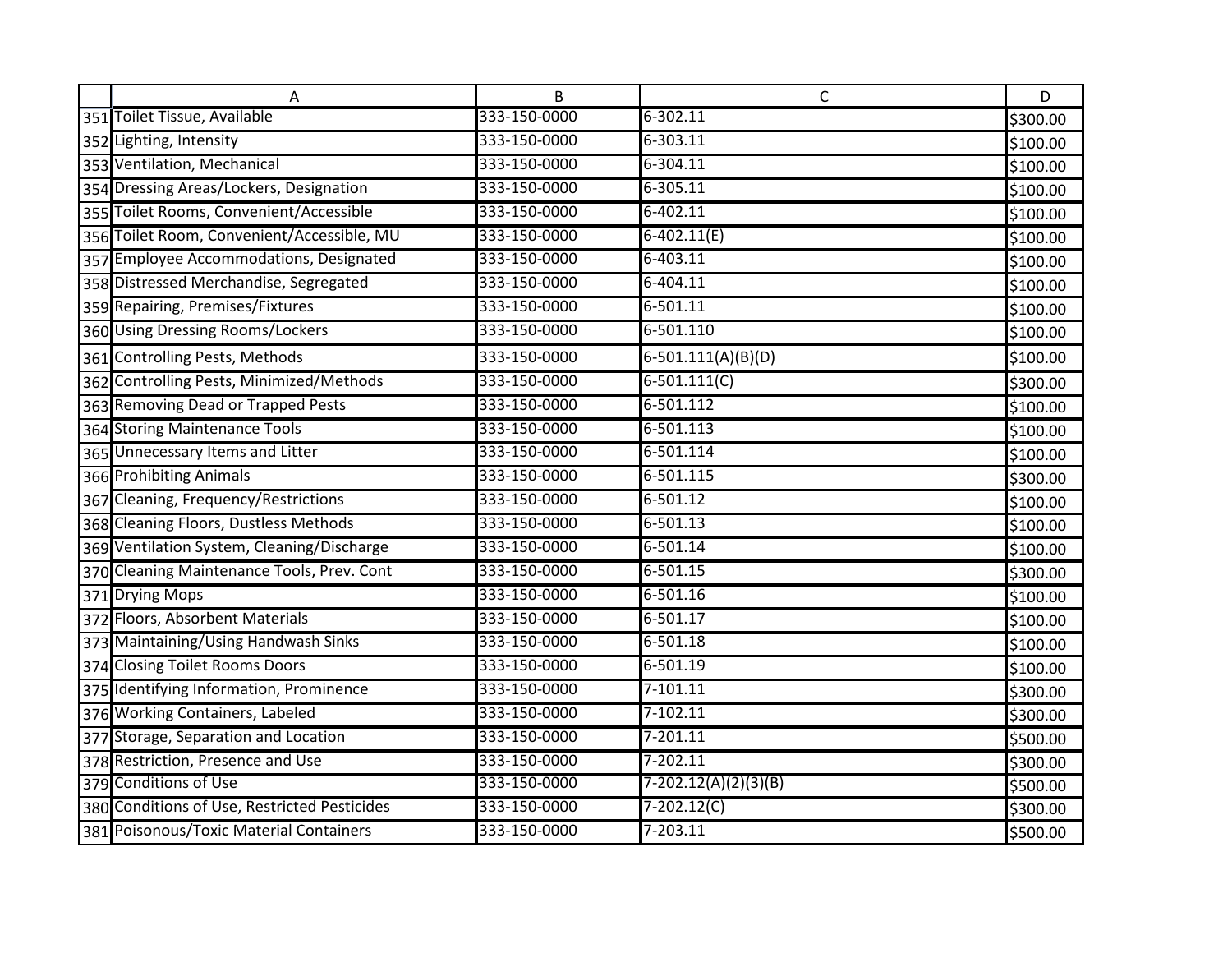| | A | B | C | D |
|---|---|---|---|---|
| 351 | Toilet Tissue, Available | 333-150-0000 | 6-302.11 | $300.00 |
| 352 | Lighting, Intensity | 333-150-0000 | 6-303.11 | $100.00 |
| 353 | Ventilation, Mechanical | 333-150-0000 | 6-304.11 | $100.00 |
| 354 | Dressing Areas/Lockers, Designation | 333-150-0000 | 6-305.11 | $100.00 |
| 355 | Toilet Rooms, Convenient/Accessible | 333-150-0000 | 6-402.11 | $100.00 |
| 356 | Toilet Room, Convenient/Accessible, MU | 333-150-0000 | 6-402.11(E) | $100.00 |
| 357 | Employee Accommodations, Designated | 333-150-0000 | 6-403.11 | $100.00 |
| 358 | Distressed Merchandise, Segregated | 333-150-0000 | 6-404.11 | $100.00 |
| 359 | Repairing, Premises/Fixtures | 333-150-0000 | 6-501.11 | $100.00 |
| 360 | Using Dressing Rooms/Lockers | 333-150-0000 | 6-501.110 | $100.00 |
| 361 | Controlling Pests, Methods | 333-150-0000 | 6-501.111(A)(B)(D) | $100.00 |
| 362 | Controlling Pests, Minimized/Methods | 333-150-0000 | 6-501.111(C) | $300.00 |
| 363 | Removing Dead or Trapped Pests | 333-150-0000 | 6-501.112 | $100.00 |
| 364 | Storing Maintenance Tools | 333-150-0000 | 6-501.113 | $100.00 |
| 365 | Unnecessary Items and Litter | 333-150-0000 | 6-501.114 | $100.00 |
| 366 | Prohibiting Animals | 333-150-0000 | 6-501.115 | $300.00 |
| 367 | Cleaning, Frequency/Restrictions | 333-150-0000 | 6-501.12 | $100.00 |
| 368 | Cleaning Floors, Dustless Methods | 333-150-0000 | 6-501.13 | $100.00 |
| 369 | Ventilation System, Cleaning/Discharge | 333-150-0000 | 6-501.14 | $100.00 |
| 370 | Cleaning Maintenance Tools, Prev. Cont | 333-150-0000 | 6-501.15 | $300.00 |
| 371 | Drying Mops | 333-150-0000 | 6-501.16 | $100.00 |
| 372 | Floors, Absorbent Materials | 333-150-0000 | 6-501.17 | $100.00 |
| 373 | Maintaining/Using Handwash Sinks | 333-150-0000 | 6-501.18 | $100.00 |
| 374 | Closing Toilet Rooms Doors | 333-150-0000 | 6-501.19 | $100.00 |
| 375 | Identifying Information, Prominence | 333-150-0000 | 7-101.11 | $300.00 |
| 376 | Working Containers, Labeled | 333-150-0000 | 7-102.11 | $300.00 |
| 377 | Storage, Separation and Location | 333-150-0000 | 7-201.11 | $500.00 |
| 378 | Restriction, Presence and Use | 333-150-0000 | 7-202.11 | $300.00 |
| 379 | Conditions of Use | 333-150-0000 | 7-202.12(A)(2)(3)(B) | $500.00 |
| 380 | Conditions of Use, Restricted Pesticides | 333-150-0000 | 7-202.12(C) | $300.00 |
| 381 | Poisonous/Toxic Material Containers | 333-150-0000 | 7-203.11 | $500.00 |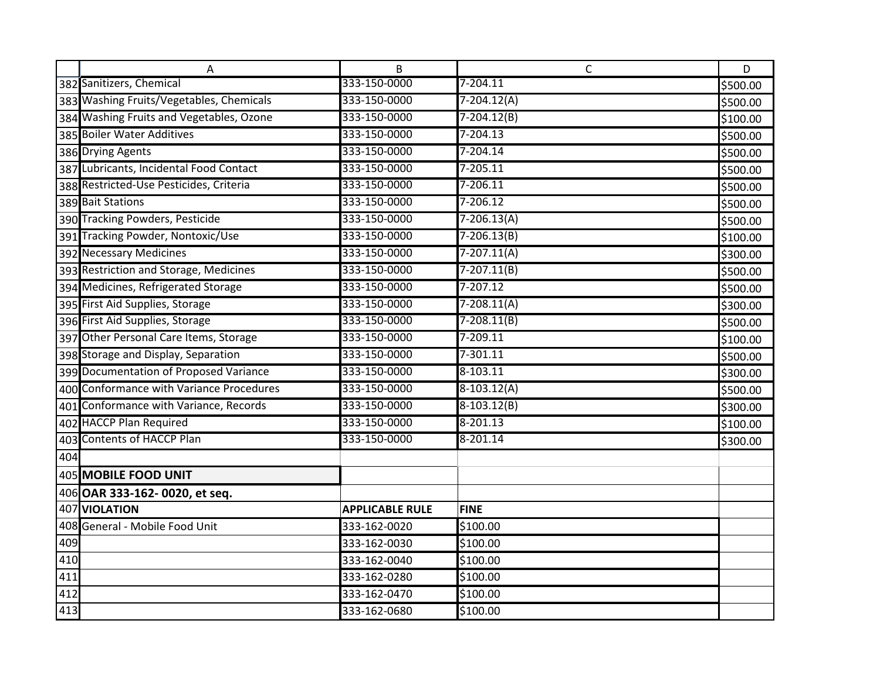| | A | B | C | D |
|---|---|---|---|---|
| 382 | Sanitizers, Chemical | 333-150-0000 | 7-204.11 | $500.00 |
| 383 | Washing Fruits/Vegetables, Chemicals | 333-150-0000 | 7-204.12(A) | $500.00 |
| 384 | Washing Fruits and Vegetables, Ozone | 333-150-0000 | 7-204.12(B) | $100.00 |
| 385 | Boiler Water Additives | 333-150-0000 | 7-204.13 | $500.00 |
| 386 | Drying Agents | 333-150-0000 | 7-204.14 | $500.00 |
| 387 | Lubricants, Incidental Food Contact | 333-150-0000 | 7-205.11 | $500.00 |
| 388 | Restricted-Use Pesticides, Criteria | 333-150-0000 | 7-206.11 | $500.00 |
| 389 | Bait Stations | 333-150-0000 | 7-206.12 | $500.00 |
| 390 | Tracking Powders, Pesticide | 333-150-0000 | 7-206.13(A) | $500.00 |
| 391 | Tracking Powder, Nontoxic/Use | 333-150-0000 | 7-206.13(B) | $100.00 |
| 392 | Necessary Medicines | 333-150-0000 | 7-207.11(A) | $300.00 |
| 393 | Restriction and Storage, Medicines | 333-150-0000 | 7-207.11(B) | $500.00 |
| 394 | Medicines, Refrigerated Storage | 333-150-0000 | 7-207.12 | $500.00 |
| 395 | First Aid Supplies, Storage | 333-150-0000 | 7-208.11(A) | $300.00 |
| 396 | First Aid Supplies, Storage | 333-150-0000 | 7-208.11(B) | $500.00 |
| 397 | Other Personal Care Items, Storage | 333-150-0000 | 7-209.11 | $100.00 |
| 398 | Storage and Display, Separation | 333-150-0000 | 7-301.11 | $500.00 |
| 399 | Documentation of Proposed Variance | 333-150-0000 | 8-103.11 | $300.00 |
| 400 | Conformance with Variance Procedures | 333-150-0000 | 8-103.12(A) | $500.00 |
| 401 | Conformance with Variance, Records | 333-150-0000 | 8-103.12(B) | $300.00 |
| 402 | HACCP Plan Required | 333-150-0000 | 8-201.13 | $100.00 |
| 403 | Contents of HACCP Plan | 333-150-0000 | 8-201.14 | $300.00 |
| 404 | | | | |
| 405 | **MOBILE FOOD UNIT** | | | |
| 406 | **OAR 333-162- 0020, et seq.** | | | |
| 407 | **VIOLATION** | **APPLICABLE RULE** | **FINE** | |
| 408 | General - Mobile Food Unit | 333-162-0020 | $100.00 | |
| 409 | | 333-162-0030 | $100.00 | |
| 410 | | 333-162-0040 | $100.00 | |
| 411 | | 333-162-0280 | $100.00 | |
| 412 | | 333-162-0470 | $100.00 | |
| 413 | | 333-162-0680 | $100.00 | |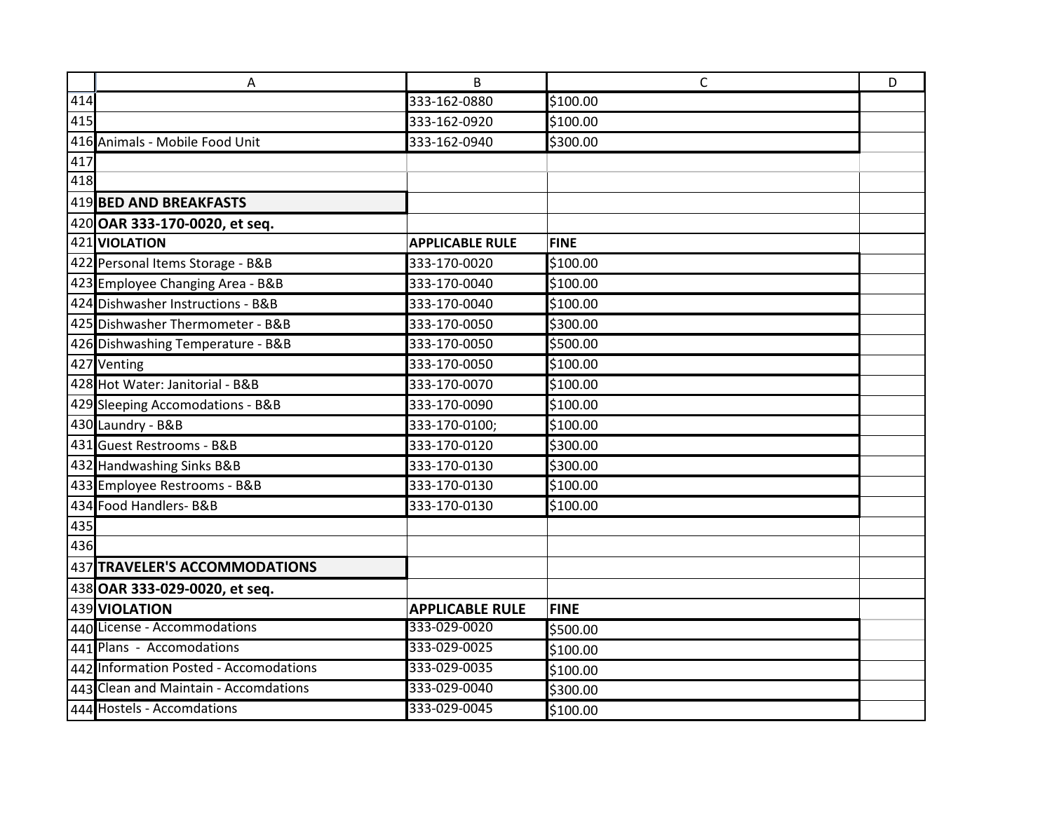| Violation | Applicable Rule | Fine |
|---|---|---|
| | 333-162-0880 | $100.00 |
| | 333-162-0920 | $100.00 |
| Animals - Mobile Food Unit | 333-162-0940 | $300.00 |

## BED AND BREAKFASTS

**OAR 333-170-0020, et seq.**

| VIOLATION | APPLICABLE RULE | FINE |
|---|---|---|
| Personal Items Storage - B&B | 333-170-0020 | $100.00 |
| Employee Changing Area - B&B | 333-170-0040 | $100.00 |
| Dishwasher Instructions - B&B | 333-170-0040 | $100.00 |
| Dishwasher Thermometer - B&B | 333-170-0050 | $300.00 |
| Dishwashing Temperature - B&B | 333-170-0050 | $500.00 |
| Venting | 333-170-0050 | $100.00 |
| Hot Water: Janitorial - B&B | 333-170-0070 | $100.00 |
| Sleeping Accomodations - B&B | 333-170-0090 | $100.00 |
| Laundry - B&B | 333-170-0100; | $100.00 |
| Guest Restrooms - B&B | 333-170-0120 | $300.00 |
| Handwashing Sinks B&B | 333-170-0130 | $300.00 |
| Employee Restrooms - B&B | 333-170-0130 | $100.00 |
| Food Handlers- B&B | 333-170-0130 | $100.00 |

## TRAVELER'S ACCOMMODATIONS

**OAR 333-029-0020, et seq.**

| VIOLATION | APPLICABLE RULE | FINE |
|---|---|---|
| License - Accommodations | 333-029-0020 | $500.00 |
| Plans - Accomodations | 333-029-0025 | $100.00 |
| Information Posted - Accomodations | 333-029-0035 | $100.00 |
| Clean and Maintain - Accomdations | 333-029-0040 | $300.00 |
| Hostels - Accomdations | 333-029-0045 | $100.00 |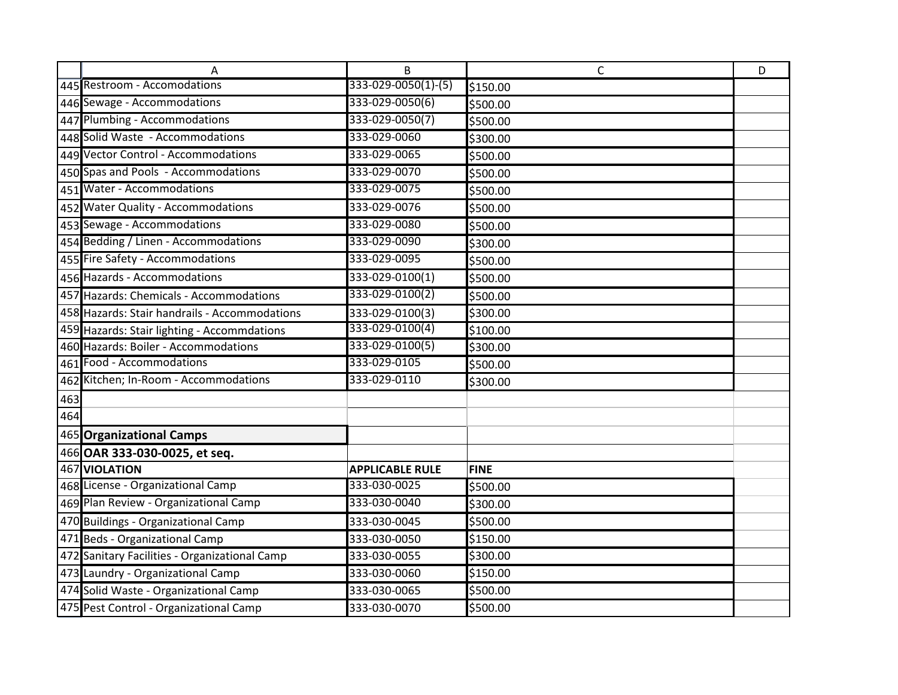| VIOLATION | APPLICABLE RULE | FINE |
|---|---|---|
| Restroom - Accomodations | 333-029-0050(1)-(5) | $150.00 |
| Sewage - Accommodations | 333-029-0050(6) | $500.00 |
| Plumbing - Accommodations | 333-029-0050(7) | $500.00 |
| Solid Waste - Accommodations | 333-029-0060 | $300.00 |
| Vector Control - Accommodations | 333-029-0065 | $500.00 |
| Spas and Pools - Accommodations | 333-029-0070 | $500.00 |
| Water - Accommodations | 333-029-0075 | $500.00 |
| Water Quality - Accommodations | 333-029-0076 | $500.00 |
| Sewage - Accommodations | 333-029-0080 | $500.00 |
| Bedding / Linen - Accommodations | 333-029-0090 | $300.00 |
| Fire Safety - Accommodations | 333-029-0095 | $500.00 |
| Hazards - Accommodations | 333-029-0100(1) | $500.00 |
| Hazards: Chemicals - Accommodations | 333-029-0100(2) | $500.00 |
| Hazards: Stair handrails - Accommodations | 333-029-0100(3) | $300.00 |
| Hazards: Stair lighting - Accommdations | 333-029-0100(4) | $100.00 |
| Hazards: Boiler - Accommodations | 333-029-0100(5) | $300.00 |
| Food - Accommodations | 333-029-0105 | $500.00 |
| Kitchen; In-Room - Accommodations | 333-029-0110 | $300.00 |

## Organizational Camps

**OAR 333-030-0025, et seq.**

| VIOLATION | APPLICABLE RULE | FINE |
|---|---|---|
| License - Organizational Camp | 333-030-0025 | $500.00 |
| Plan Review - Organizational Camp | 333-030-0040 | $300.00 |
| Buildings - Organizational Camp | 333-030-0045 | $500.00 |
| Beds - Organizational Camp | 333-030-0050 | $150.00 |
| Sanitary Facilities - Organizational Camp | 333-030-0055 | $300.00 |
| Laundry - Organizational Camp | 333-030-0060 | $150.00 |
| Solid Waste - Organizational Camp | 333-030-0065 | $500.00 |
| Pest Control - Organizational Camp | 333-030-0070 | $500.00 |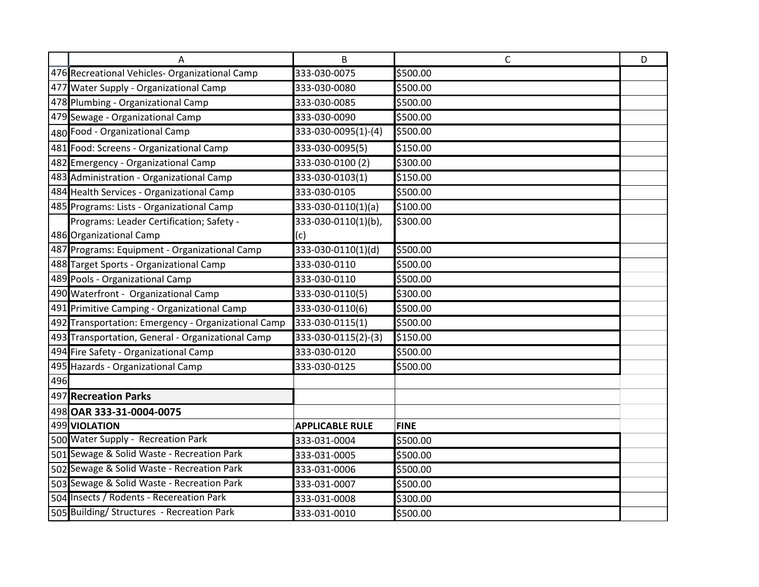| | A | B | C | D |
|---|---|---|---|---|
| 476 | Recreational Vehicles- Organizational Camp | 333-030-0075 | $500.00 | |
| 477 | Water Supply - Organizational Camp | 333-030-0080 | $500.00 | |
| 478 | Plumbing - Organizational Camp | 333-030-0085 | $500.00 | |
| 479 | Sewage - Organizational Camp | 333-030-0090 | $500.00 | |
| 480 | Food - Organizational Camp | 333-030-0095(1)-(4) | $500.00 | |
| 481 | Food: Screens - Organizational Camp | 333-030-0095(5) | $150.00 | |
| 482 | Emergency - Organizational Camp | 333-030-0100 (2) | $300.00 | |
| 483 | Administration - Organizational Camp | 333-030-0103(1) | $150.00 | |
| 484 | Health Services - Organizational Camp | 333-030-0105 | $500.00 | |
| 485 | Programs: Lists - Organizational Camp | 333-030-0110(1)(a) | $100.00 | |
| 486 | Programs: Leader Certification; Safety - Organizational Camp | 333-030-0110(1)(b), (c) | $300.00 | |
| 487 | Programs: Equipment - Organizational Camp | 333-030-0110(1)(d) | $500.00 | |
| 488 | Target Sports - Organizational Camp | 333-030-0110 | $500.00 | |
| 489 | Pools - Organizational Camp | 333-030-0110 | $500.00 | |
| 490 | Waterfront - Organizational Camp | 333-030-0110(5) | $300.00 | |
| 491 | Primitive Camping - Organizational Camp | 333-030-0110(6) | $500.00 | |
| 492 | Transportation: Emergency - Organizational Camp | 333-030-0115(1) | $500.00 | |
| 493 | Transportation, General - Organizational Camp | 333-030-0115(2)-(3) | $150.00 | |
| 494 | Fire Safety - Organizational Camp | 333-030-0120 | $500.00 | |
| 495 | Hazards - Organizational Camp | 333-030-0125 | $500.00 | |
| 496 | | | | |
| 497 | **Recreation Parks** | | | |
| 498 | **OAR 333-31-0004-0075** | | | |
| 499 | **VIOLATION** | **APPLICABLE RULE** | **FINE** | |
| 500 | Water Supply - Recreation Park | 333-031-0004 | $500.00 | |
| 501 | Sewage & Solid Waste - Recreation Park | 333-031-0005 | $500.00 | |
| 502 | Sewage & Solid Waste - Recreation Park | 333-031-0006 | $500.00 | |
| 503 | Sewage & Solid Waste - Recreation Park | 333-031-0007 | $500.00 | |
| 504 | Insects / Rodents - Recereation Park | 333-031-0008 | $300.00 | |
| 505 | Building/ Structures - Recreation Park | 333-031-0010 | $500.00 | |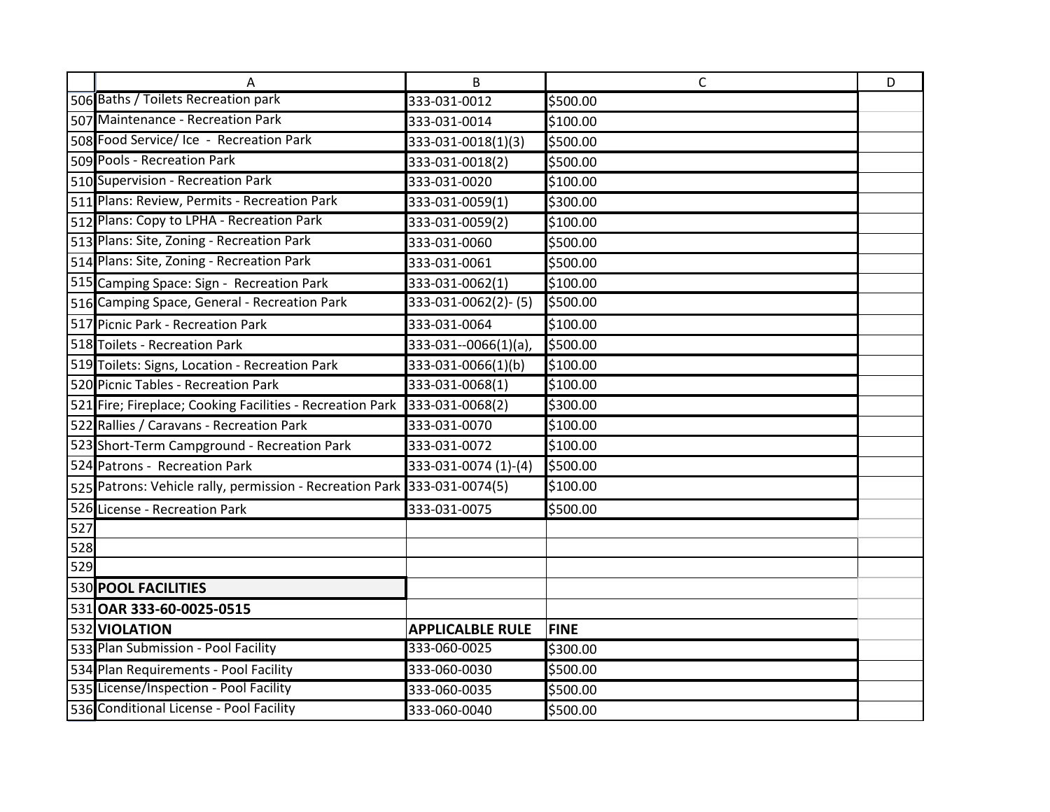| | A | B | C | D |
|---|---|---|---|---|
| 506 | Baths / Toilets Recreation park | 333-031-0012 | $500.00 | |
| 507 | Maintenance - Recreation Park | 333-031-0014 | $100.00 | |
| 508 | Food Service/ Ice - Recreation Park | 333-031-0018(1)(3) | $500.00 | |
| 509 | Pools - Recreation Park | 333-031-0018(2) | $500.00 | |
| 510 | Supervision - Recreation Park | 333-031-0020 | $100.00 | |
| 511 | Plans: Review, Permits - Recreation Park | 333-031-0059(1) | $300.00 | |
| 512 | Plans: Copy to LPHA - Recreation Park | 333-031-0059(2) | $100.00 | |
| 513 | Plans: Site, Zoning - Recreation Park | 333-031-0060 | $500.00 | |
| 514 | Plans: Site, Zoning - Recreation Park | 333-031-0061 | $500.00 | |
| 515 | Camping Space: Sign - Recreation Park | 333-031-0062(1) | $100.00 | |
| 516 | Camping Space, General - Recreation Park | 333-031-0062(2)- (5) | $500.00 | |
| 517 | Picnic Park - Recreation Park | 333-031-0064 | $100.00 | |
| 518 | Toilets - Recreation Park | 333-031--0066(1)(a), | $500.00 | |
| 519 | Toilets: Signs, Location - Recreation Park | 333-031-0066(1)(b) | $100.00 | |
| 520 | Picnic Tables - Recreation Park | 333-031-0068(1) | $100.00 | |
| 521 | Fire; Fireplace; Cooking Facilities - Recreation Park | 333-031-0068(2) | $300.00 | |
| 522 | Rallies / Caravans - Recreation Park | 333-031-0070 | $100.00 | |
| 523 | Short-Term Campground - Recreation Park | 333-031-0072 | $100.00 | |
| 524 | Patrons - Recreation Park | 333-031-0074 (1)-(4) | $500.00 | |
| 525 | Patrons: Vehicle rally, permission - Recreation Park | 333-031-0074(5) | $100.00 | |
| 526 | License - Recreation Park | 333-031-0075 | $500.00 | |
| 527 | | | | |
| 528 | | | | |
| 529 | | | | |
| 530 | **POOL FACILITIES** | | | |
| 531 | **OAR 333-60-0025-0515** | | | |
| 532 | **VIOLATION** | **APPLICALBLE RULE** | **FINE** | |
| 533 | Plan Submission - Pool Facility | 333-060-0025 | $300.00 | |
| 534 | Plan Requirements - Pool Facility | 333-060-0030 | $500.00 | |
| 535 | License/Inspection - Pool Facility | 333-060-0035 | $500.00 | |
| 536 | Conditional License - Pool Facility | 333-060-0040 | $500.00 | |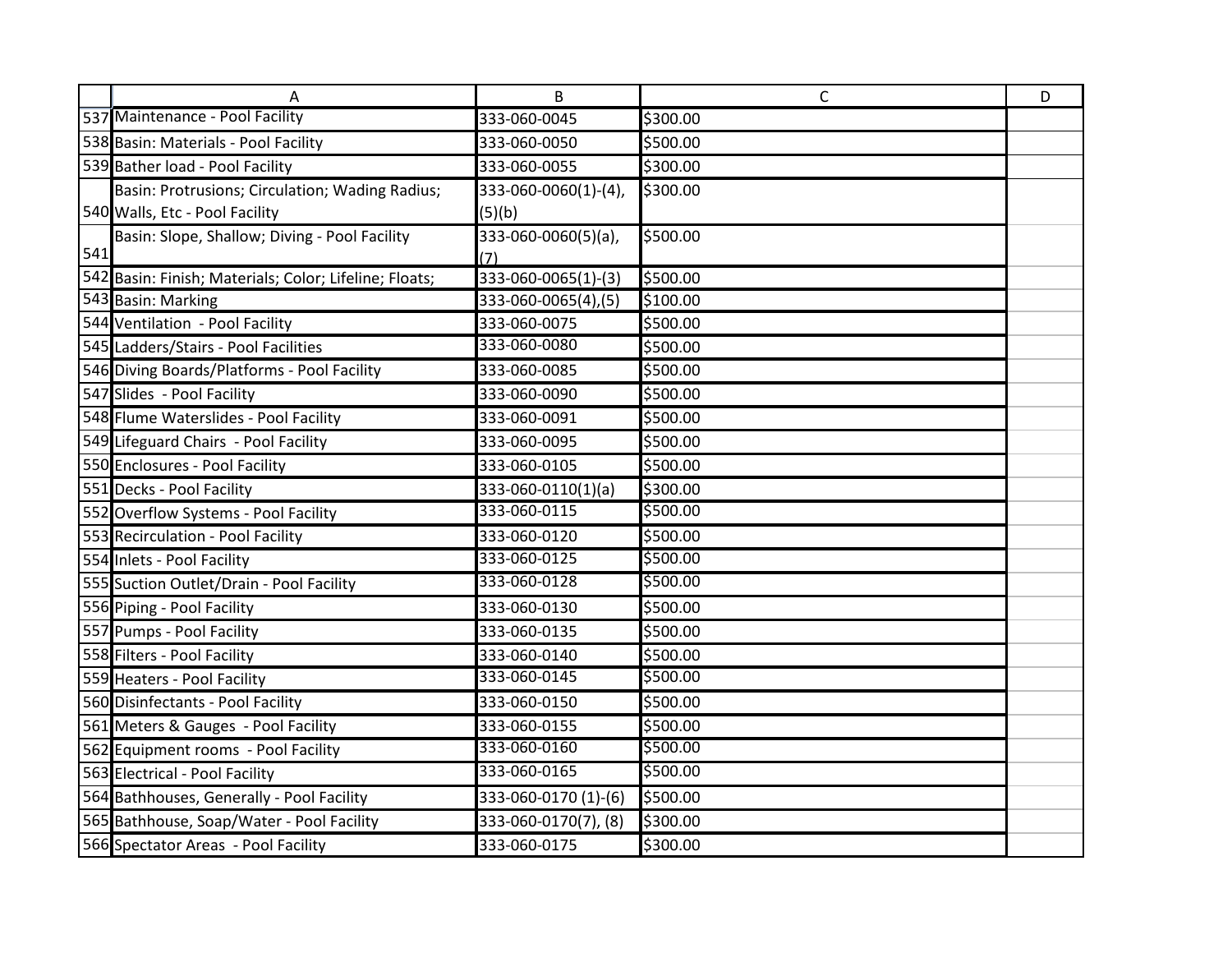| | A | B | C | D |
|---|---|---|---|---|
| 537 | Maintenance - Pool Facility | 333-060-0045 | $300.00 | |
| 538 | Basin: Materials - Pool Facility | 333-060-0050 | $500.00 | |
| 539 | Bather load - Pool Facility | 333-060-0055 | $300.00 | |
| 540 | Basin: Protrusions; Circulation; Wading Radius; Walls, Etc - Pool Facility | 333-060-0060(1)-(4), (5)(b) | $300.00 | |
| 541 | Basin: Slope, Shallow; Diving - Pool Facility | 333-060-0060(5)(a), (7) | $500.00 | |
| 542 | Basin: Finish; Materials; Color; Lifeline; Floats; | 333-060-0065(1)-(3) | $500.00 | |
| 543 | Basin: Marking | 333-060-0065(4),(5) | $100.00 | |
| 544 | Ventilation - Pool Facility | 333-060-0075 | $500.00 | |
| 545 | Ladders/Stairs - Pool Facilities | 333-060-0080 | $500.00 | |
| 546 | Diving Boards/Platforms - Pool Facility | 333-060-0085 | $500.00 | |
| 547 | Slides - Pool Facility | 333-060-0090 | $500.00 | |
| 548 | Flume Waterslides - Pool Facility | 333-060-0091 | $500.00 | |
| 549 | Lifeguard Chairs - Pool Facility | 333-060-0095 | $500.00 | |
| 550 | Enclosures - Pool Facility | 333-060-0105 | $500.00 | |
| 551 | Decks - Pool Facility | 333-060-0110(1)(a) | $300.00 | |
| 552 | Overflow Systems - Pool Facility | 333-060-0115 | $500.00 | |
| 553 | Recirculation - Pool Facility | 333-060-0120 | $500.00 | |
| 554 | Inlets - Pool Facility | 333-060-0125 | $500.00 | |
| 555 | Suction Outlet/Drain - Pool Facility | 333-060-0128 | $500.00 | |
| 556 | Piping - Pool Facility | 333-060-0130 | $500.00 | |
| 557 | Pumps - Pool Facility | 333-060-0135 | $500.00 | |
| 558 | Filters - Pool Facility | 333-060-0140 | $500.00 | |
| 559 | Heaters - Pool Facility | 333-060-0145 | $500.00 | |
| 560 | Disinfectants - Pool Facility | 333-060-0150 | $500.00 | |
| 561 | Meters & Gauges - Pool Facility | 333-060-0155 | $500.00 | |
| 562 | Equipment rooms - Pool Facility | 333-060-0160 | $500.00 | |
| 563 | Electrical - Pool Facility | 333-060-0165 | $500.00 | |
| 564 | Bathhouses, Generally - Pool Facility | 333-060-0170 (1)-(6) | $500.00 | |
| 565 | Bathhouse, Soap/Water - Pool Facility | 333-060-0170(7), (8) | $300.00 | |
| 566 | Spectator Areas - Pool Facility | 333-060-0175 | $300.00 | |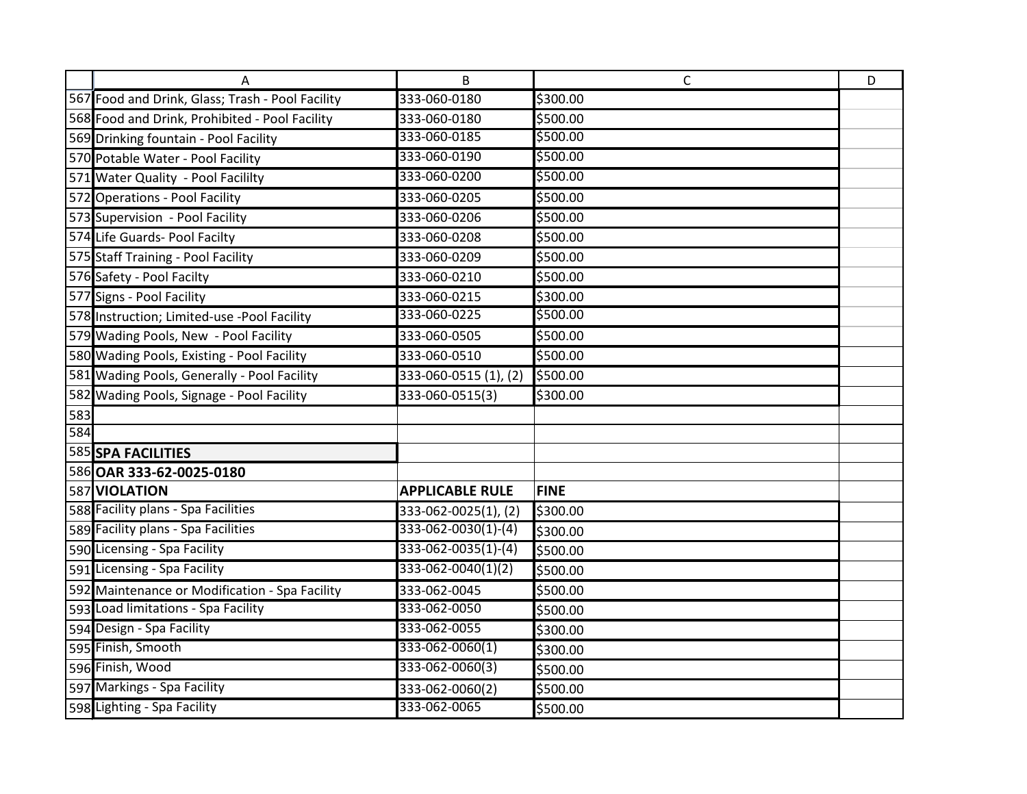| | A | B | C | D |
|---|---|---|---|---|
| 567 | Food and Drink, Glass; Trash - Pool Facility | 333-060-0180 | $300.00 | |
| 568 | Food and Drink, Prohibited - Pool Facility | 333-060-0180 | $500.00 | |
| 569 | Drinking fountain - Pool Facility | 333-060-0185 | $500.00 | |
| 570 | Potable Water - Pool Facility | 333-060-0190 | $500.00 | |
| 571 | Water Quality - Pool Facililty | 333-060-0200 | $500.00 | |
| 572 | Operations - Pool Facility | 333-060-0205 | $500.00 | |
| 573 | Supervision - Pool Facility | 333-060-0206 | $500.00 | |
| 574 | Life Guards- Pool Facilty | 333-060-0208 | $500.00 | |
| 575 | Staff Training - Pool Facility | 333-060-0209 | $500.00 | |
| 576 | Safety - Pool Facilty | 333-060-0210 | $500.00 | |
| 577 | Signs - Pool Facility | 333-060-0215 | $300.00 | |
| 578 | Instruction; Limited-use -Pool Facility | 333-060-0225 | $500.00 | |
| 579 | Wading Pools, New - Pool Facility | 333-060-0505 | $500.00 | |
| 580 | Wading Pools, Existing - Pool Facility | 333-060-0510 | $500.00 | |
| 581 | Wading Pools, Generally - Pool Facility | 333-060-0515 (1), (2) | $500.00 | |
| 582 | Wading Pools, Signage - Pool Facility | 333-060-0515(3) | $300.00 | |
| 583 | | | | |
| 584 | | | | |
| 585 | **SPA FACILITIES** | | | |
| 586 | **OAR 333-62-0025-0180** | | | |
| 587 | **VIOLATION** | **APPLICABLE RULE** | **FINE** | |
| 588 | Facility plans - Spa Facilities | 333-062-0025(1), (2) | $300.00 | |
| 589 | Facility plans - Spa Facilities | 333-062-0030(1)-(4) | $300.00 | |
| 590 | Licensing - Spa Facility | 333-062-0035(1)-(4) | $500.00 | |
| 591 | Licensing - Spa Facility | 333-062-0040(1)(2) | $500.00 | |
| 592 | Maintenance or Modification - Spa Facility | 333-062-0045 | $500.00 | |
| 593 | Load limitations - Spa Facility | 333-062-0050 | $500.00 | |
| 594 | Design - Spa Facility | 333-062-0055 | $300.00 | |
| 595 | Finish, Smooth | 333-062-0060(1) | $300.00 | |
| 596 | Finish, Wood | 333-062-0060(3) | $500.00 | |
| 597 | Markings - Spa Facility | 333-062-0060(2) | $500.00 | |
| 598 | Lighting - Spa Facility | 333-062-0065 | $500.00 | |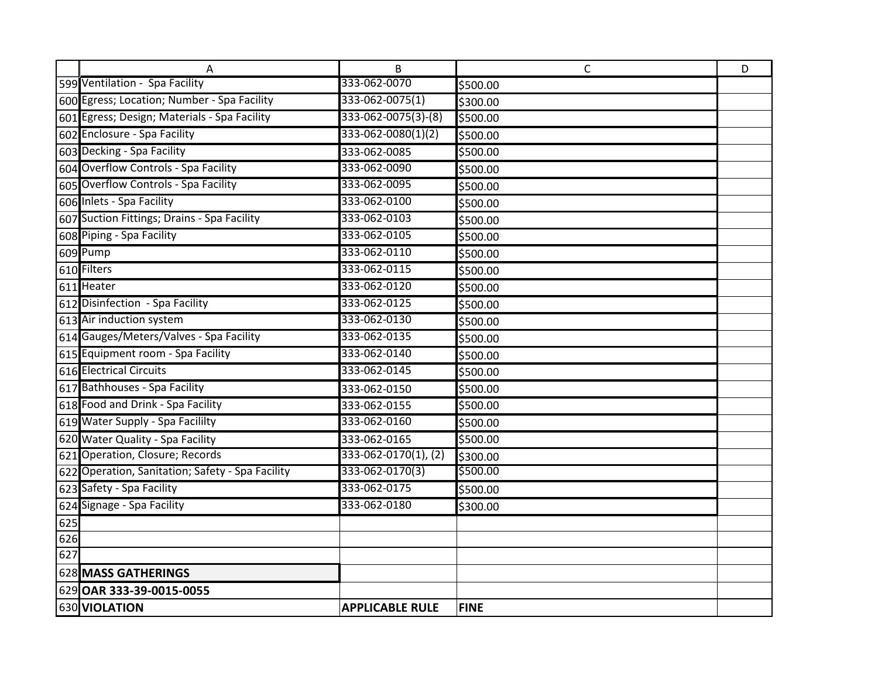| | A | B | C | D |
|---|---|---|---|---|
| 599 | Ventilation - Spa Facility | 333-062-0070 | $500.00 | |
| 600 | Egress; Location; Number - Spa Facility | 333-062-0075(1) | $300.00 | |
| 601 | Egress; Design; Materials - Spa Facility | 333-062-0075(3)-(8) | $500.00 | |
| 602 | Enclosure - Spa Facility | 333-062-0080(1)(2) | $500.00 | |
| 603 | Decking - Spa Facility | 333-062-0085 | $500.00 | |
| 604 | Overflow Controls - Spa Facility | 333-062-0090 | $500.00 | |
| 605 | Overflow Controls - Spa Facility | 333-062-0095 | $500.00 | |
| 606 | Inlets - Spa Facility | 333-062-0100 | $500.00 | |
| 607 | Suction Fittings; Drains - Spa Facility | 333-062-0103 | $500.00 | |
| 608 | Piping - Spa Facility | 333-062-0105 | $500.00 | |
| 609 | Pump | 333-062-0110 | $500.00 | |
| 610 | Filters | 333-062-0115 | $500.00 | |
| 611 | Heater | 333-062-0120 | $500.00 | |
| 612 | Disinfection - Spa Facility | 333-062-0125 | $500.00 | |
| 613 | Air induction system | 333-062-0130 | $500.00 | |
| 614 | Gauges/Meters/Valves - Spa Facility | 333-062-0135 | $500.00 | |
| 615 | Equipment room - Spa Facility | 333-062-0140 | $500.00 | |
| 616 | Electrical Circuits | 333-062-0145 | $500.00 | |
| 617 | Bathhouses - Spa Facility | 333-062-0150 | $500.00 | |
| 618 | Food and Drink - Spa Facility | 333-062-0155 | $500.00 | |
| 619 | Water Supply - Spa Facililty | 333-062-0160 | $500.00 | |
| 620 | Water Quality - Spa Facility | 333-062-0165 | $500.00 | |
| 621 | Operation, Closure; Records | 333-062-0170(1), (2) | $300.00 | |
| 622 | Operation, Sanitation; Safety - Spa Facility | 333-062-0170(3) | $500.00 | |
| 623 | Safety - Spa Facility | 333-062-0175 | $500.00 | |
| 624 | Signage - Spa Facility | 333-062-0180 | $300.00 | |
| 625 | | | | |
| 626 | | | | |
| 627 | | | | |
| 628 | **MASS GATHERINGS** | | | |
| 629 | **OAR 333-39-0015-0055** | | | |
| 630 | **VIOLATION** | **APPLICABLE RULE** | **FINE** | |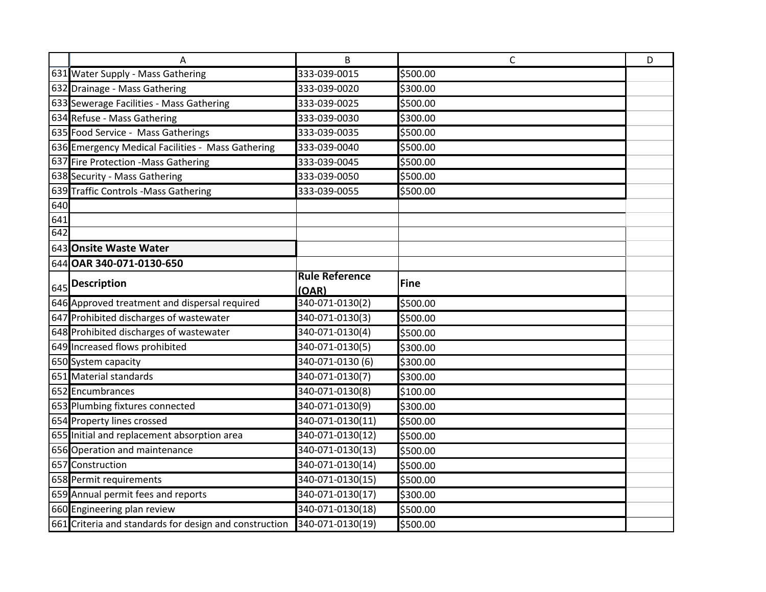| Description | Rule Reference | Fine |
|---|---|---|
| Water Supply - Mass Gathering | 333-039-0015 | $500.00 |
| Drainage - Mass Gathering | 333-039-0020 | $300.00 |
| Sewerage Facilities - Mass Gathering | 333-039-0025 | $500.00 |
| Refuse - Mass Gathering | 333-039-0030 | $300.00 |
| Food Service - Mass Gatherings | 333-039-0035 | $500.00 |
| Emergency Medical Facilities - Mass Gathering | 333-039-0040 | $500.00 |
| Fire Protection -Mass Gathering | 333-039-0045 | $500.00 |
| Security - Mass Gathering | 333-039-0050 | $500.00 |
| Traffic Controls -Mass Gathering | 333-039-0055 | $500.00 |

## Onsite Waste Water

**OAR 340-071-0130-650**

| Description | Rule Reference (OAR) | Fine |
|---|---|---|
| Approved treatment and dispersal required | 340-071-0130(2) | $500.00 |
| Prohibited discharges of wastewater | 340-071-0130(3) | $500.00 |
| Prohibited discharges of wastewater | 340-071-0130(4) | $500.00 |
| Increased flows prohibited | 340-071-0130(5) | $300.00 |
| System capacity | 340-071-0130 (6) | $300.00 |
| Material standards | 340-071-0130(7) | $300.00 |
| Encumbrances | 340-071-0130(8) | $100.00 |
| Plumbing fixtures connected | 340-071-0130(9) | $300.00 |
| Property lines crossed | 340-071-0130(11) | $500.00 |
| Initial and replacement absorption area | 340-071-0130(12) | $500.00 |
| Operation and maintenance | 340-071-0130(13) | $500.00 |
| Construction | 340-071-0130(14) | $500.00 |
| Permit requirements | 340-071-0130(15) | $500.00 |
| Annual permit fees and reports | 340-071-0130(17) | $300.00 |
| Engineering plan review | 340-071-0130(18) | $500.00 |
| Criteria and standards for design and construction | 340-071-0130(19) | $500.00 |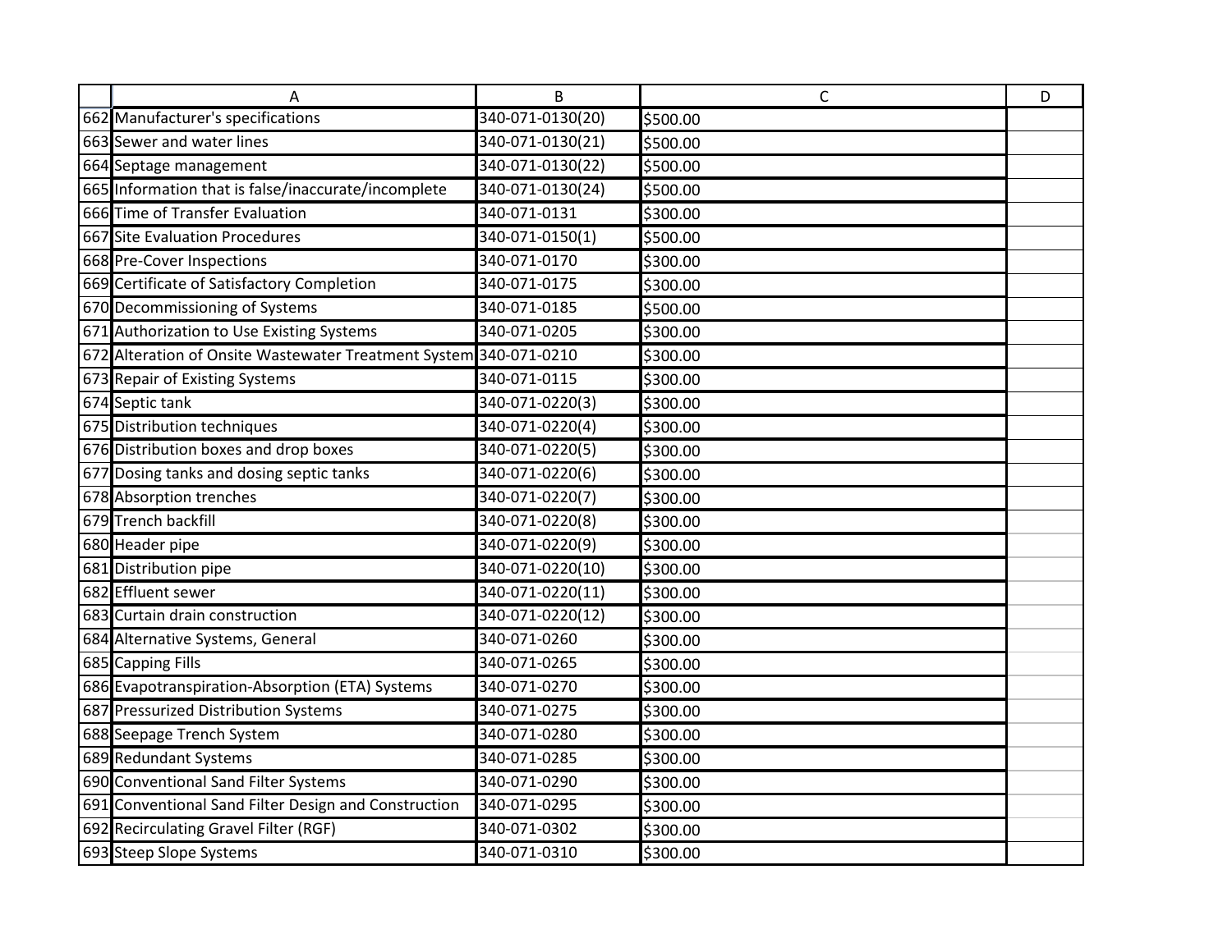| | A | B | C | D |
|---|---|---|---|---|
| 662 | Manufacturer's specifications | 340-071-0130(20) | $500.00 | |
| 663 | Sewer and water lines | 340-071-0130(21) | $500.00 | |
| 664 | Septage management | 340-071-0130(22) | $500.00 | |
| 665 | Information that is false/inaccurate/incomplete | 340-071-0130(24) | $500.00 | |
| 666 | Time of Transfer Evaluation | 340-071-0131 | $300.00 | |
| 667 | Site Evaluation Procedures | 340-071-0150(1) | $500.00 | |
| 668 | Pre-Cover Inspections | 340-071-0170 | $300.00 | |
| 669 | Certificate of Satisfactory Completion | 340-071-0175 | $300.00 | |
| 670 | Decommissioning of Systems | 340-071-0185 | $500.00 | |
| 671 | Authorization to Use Existing Systems | 340-071-0205 | $300.00 | |
| 672 | Alteration of Onsite Wastewater Treatment System | 340-071-0210 | $300.00 | |
| 673 | Repair of Existing Systems | 340-071-0115 | $300.00 | |
| 674 | Septic tank | 340-071-0220(3) | $300.00 | |
| 675 | Distribution techniques | 340-071-0220(4) | $300.00 | |
| 676 | Distribution boxes and drop boxes | 340-071-0220(5) | $300.00 | |
| 677 | Dosing tanks and dosing septic tanks | 340-071-0220(6) | $300.00 | |
| 678 | Absorption trenches | 340-071-0220(7) | $300.00 | |
| 679 | Trench backfill | 340-071-0220(8) | $300.00 | |
| 680 | Header pipe | 340-071-0220(9) | $300.00 | |
| 681 | Distribution pipe | 340-071-0220(10) | $300.00 | |
| 682 | Effluent sewer | 340-071-0220(11) | $300.00 | |
| 683 | Curtain drain construction | 340-071-0220(12) | $300.00 | |
| 684 | Alternative Systems, General | 340-071-0260 | $300.00 | |
| 685 | Capping Fills | 340-071-0265 | $300.00 | |
| 686 | Evapotranspiration-Absorption (ETA) Systems | 340-071-0270 | $300.00 | |
| 687 | Pressurized Distribution Systems | 340-071-0275 | $300.00 | |
| 688 | Seepage Trench System | 340-071-0280 | $300.00 | |
| 689 | Redundant Systems | 340-071-0285 | $300.00 | |
| 690 | Conventional Sand Filter Systems | 340-071-0290 | $300.00 | |
| 691 | Conventional Sand Filter Design and Construction | 340-071-0295 | $300.00 | |
| 692 | Recirculating Gravel Filter (RGF) | 340-071-0302 | $300.00 | |
| 693 | Steep Slope Systems | 340-071-0310 | $300.00 | |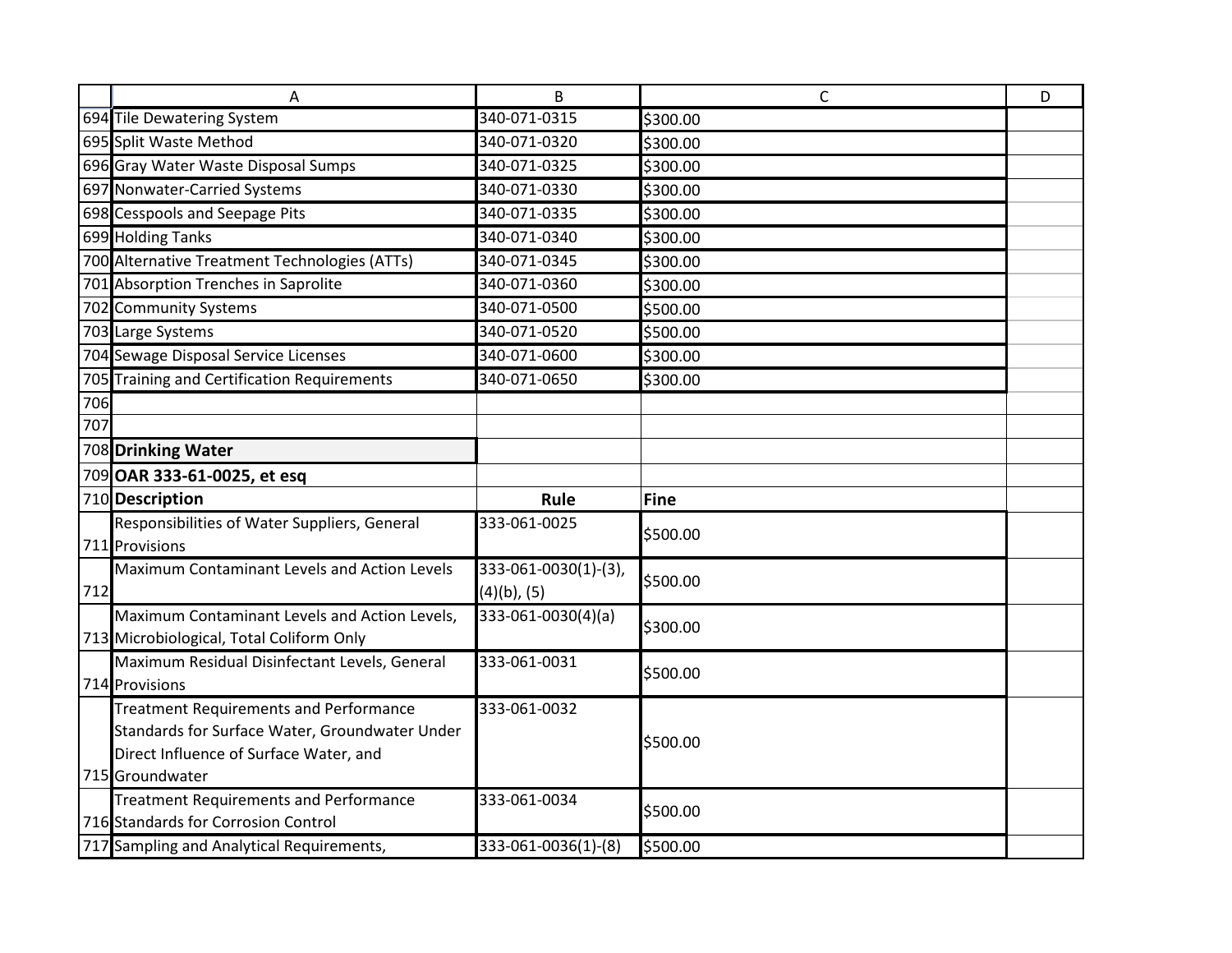| | A | B | C | D |
|---|---|---|---|---|
| 694 | Tile Dewatering System | 340-071-0315 | $300.00 | |
| 695 | Split Waste Method | 340-071-0320 | $300.00 | |
| 696 | Gray Water Waste Disposal Sumps | 340-071-0325 | $300.00 | |
| 697 | Nonwater-Carried Systems | 340-071-0330 | $300.00 | |
| 698 | Cesspools and Seepage Pits | 340-071-0335 | $300.00 | |
| 699 | Holding Tanks | 340-071-0340 | $300.00 | |
| 700 | Alternative Treatment Technologies (ATTs) | 340-071-0345 | $300.00 | |
| 701 | Absorption Trenches in Saprolite | 340-071-0360 | $300.00 | |
| 702 | Community Systems | 340-071-0500 | $500.00 | |
| 703 | Large Systems | 340-071-0520 | $500.00 | |
| 704 | Sewage Disposal Service Licenses | 340-071-0600 | $300.00 | |
| 705 | Training and Certification Requirements | 340-071-0650 | $300.00 | |
| 706 | | | | |
| 707 | | | | |
| 708 | **Drinking Water** | | | |
| 709 | **OAR 333-61-0025, et esq** | | | |
| 710 | **Description** | **Rule** | **Fine** | |
| 711 | Responsibilities of Water Suppliers, General Provisions | 333-061-0025 | $500.00 | |
| 712 | Maximum Contaminant Levels and Action Levels | 333-061-0030(1)-(3), (4)(b), (5) | $500.00 | |
| 713 | Maximum Contaminant Levels and Action Levels, Microbiological, Total Coliform Only | 333-061-0030(4)(a) | $300.00 | |
| 714 | Maximum Residual Disinfectant Levels, General Provisions | 333-061-0031 | $500.00 | |
| 715 | Treatment Requirements and Performance Standards for Surface Water, Groundwater Under Direct Influence of Surface Water, and Groundwater | 333-061-0032 | $500.00 | |
| 716 | Treatment Requirements and Performance Standards for Corrosion Control | 333-061-0034 | $500.00 | |
| 717 | Sampling and Analytical Requirements, | 333-061-0036(1)-(8) | $500.00 | |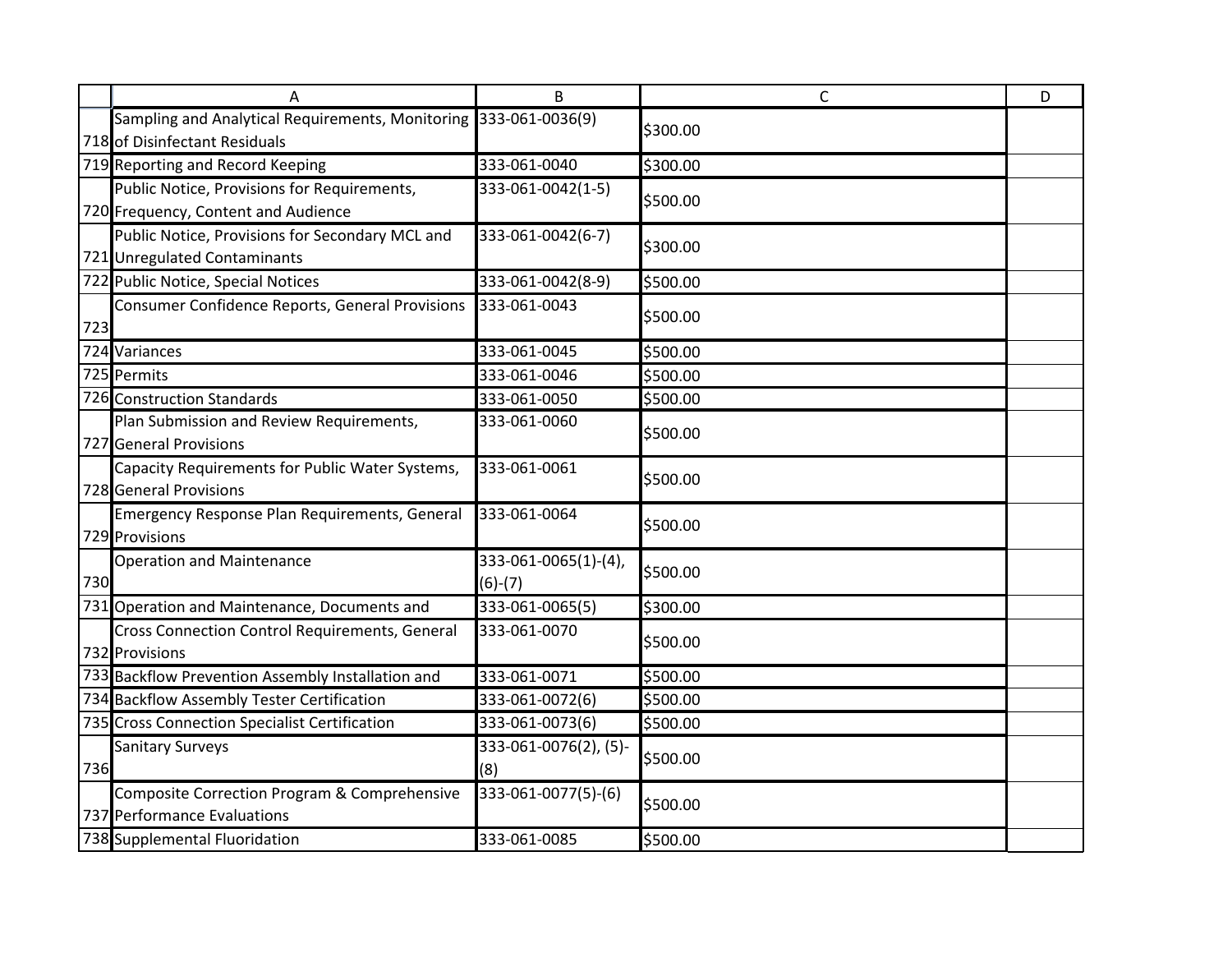|  | A | B | C | D |
|---|---|---|---|---|
| 718 | Sampling and Analytical Requirements, Monitoring of Disinfectant Residuals | 333-061-0036(9) | $300.00 |  |
| 719 | Reporting and Record Keeping | 333-061-0040 | $300.00 |  |
| 720 | Public Notice, Provisions for Requirements, Frequency, Content and Audience | 333-061-0042(1-5) | $500.00 |  |
| 721 | Public Notice, Provisions for Secondary MCL and Unregulated Contaminants | 333-061-0042(6-7) | $300.00 |  |
| 722 | Public Notice, Special Notices | 333-061-0042(8-9) | $500.00 |  |
| 723 | Consumer Confidence Reports, General Provisions | 333-061-0043 | $500.00 |  |
| 724 | Variances | 333-061-0045 | $500.00 |  |
| 725 | Permits | 333-061-0046 | $500.00 |  |
| 726 | Construction Standards | 333-061-0050 | $500.00 |  |
| 727 | Plan Submission and Review Requirements, General Provisions | 333-061-0060 | $500.00 |  |
| 728 | Capacity Requirements for Public Water Systems, General Provisions | 333-061-0061 | $500.00 |  |
| 729 | Emergency Response Plan Requirements, General Provisions | 333-061-0064 | $500.00 |  |
| 730 | Operation and Maintenance | 333-061-0065(1)-(4), (6)-(7) | $500.00 |  |
| 731 | Operation and Maintenance, Documents and | 333-061-0065(5) | $300.00 |  |
| 732 | Cross Connection Control Requirements, General Provisions | 333-061-0070 | $500.00 |  |
| 733 | Backflow Prevention Assembly Installation and | 333-061-0071 | $500.00 |  |
| 734 | Backflow Assembly Tester Certification | 333-061-0072(6) | $500.00 |  |
| 735 | Cross Connection Specialist Certification | 333-061-0073(6) | $500.00 |  |
| 736 | Sanitary Surveys | 333-061-0076(2), (5)-(8) | $500.00 |  |
| 737 | Composite Correction Program & Comprehensive Performance Evaluations | 333-061-0077(5)-(6) | $500.00 |  |
| 738 | Supplemental Fluoridation | 333-061-0085 | $500.00 |  |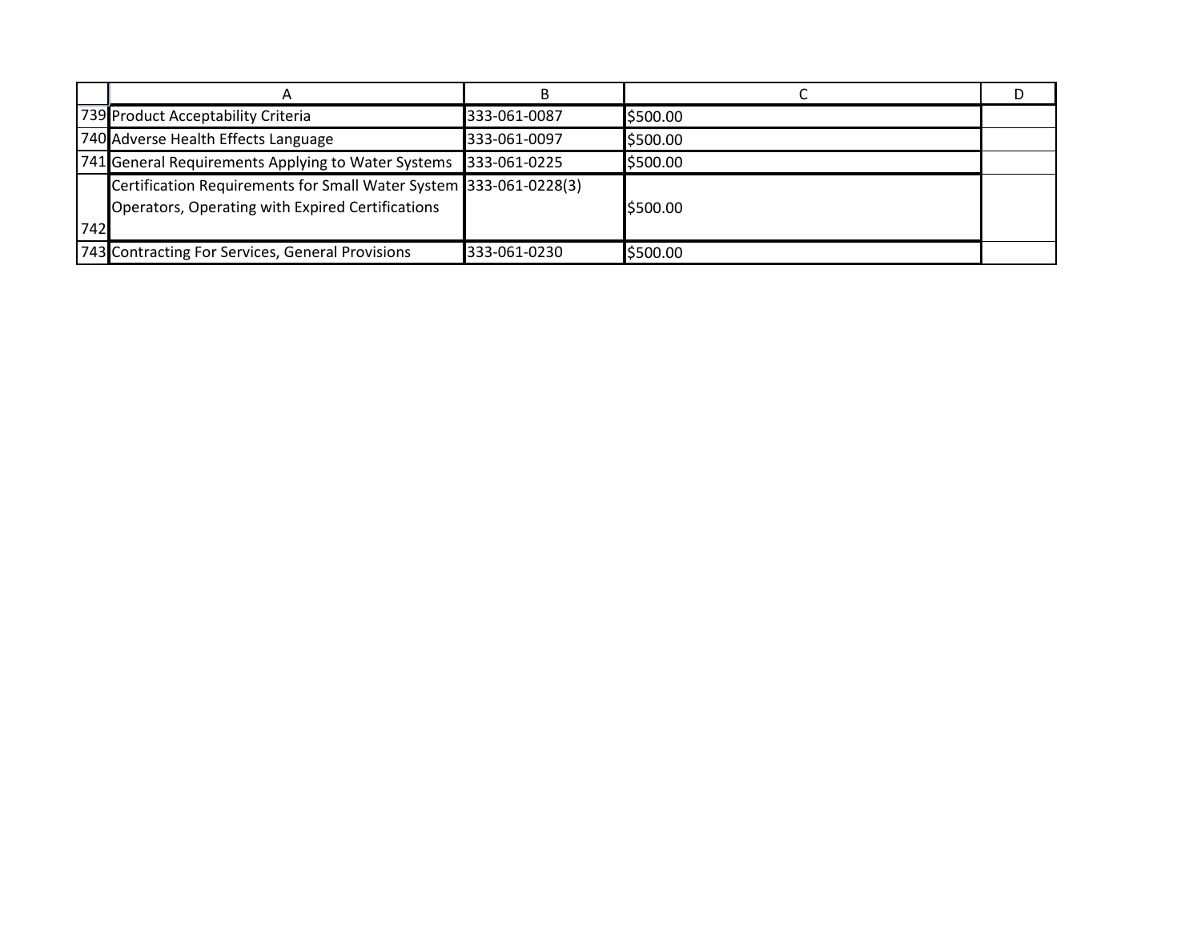| | A | B | C | D |
|---|---|---|---|---|
| 739 | Product Acceptability Criteria | 333-061-0087 | $500.00 | |
| 740 | Adverse Health Effects Language | 333-061-0097 | $500.00 | |
| 741 | General Requirements Applying to Water Systems | 333-061-0225 | $500.00 | |
| 742 | Certification Requirements for Small Water System Operators, Operating with Expired Certifications | 333-061-0228(3) | $500.00 | |
| 743 | Contracting For Services, General Provisions | 333-061-0230 | $500.00 | |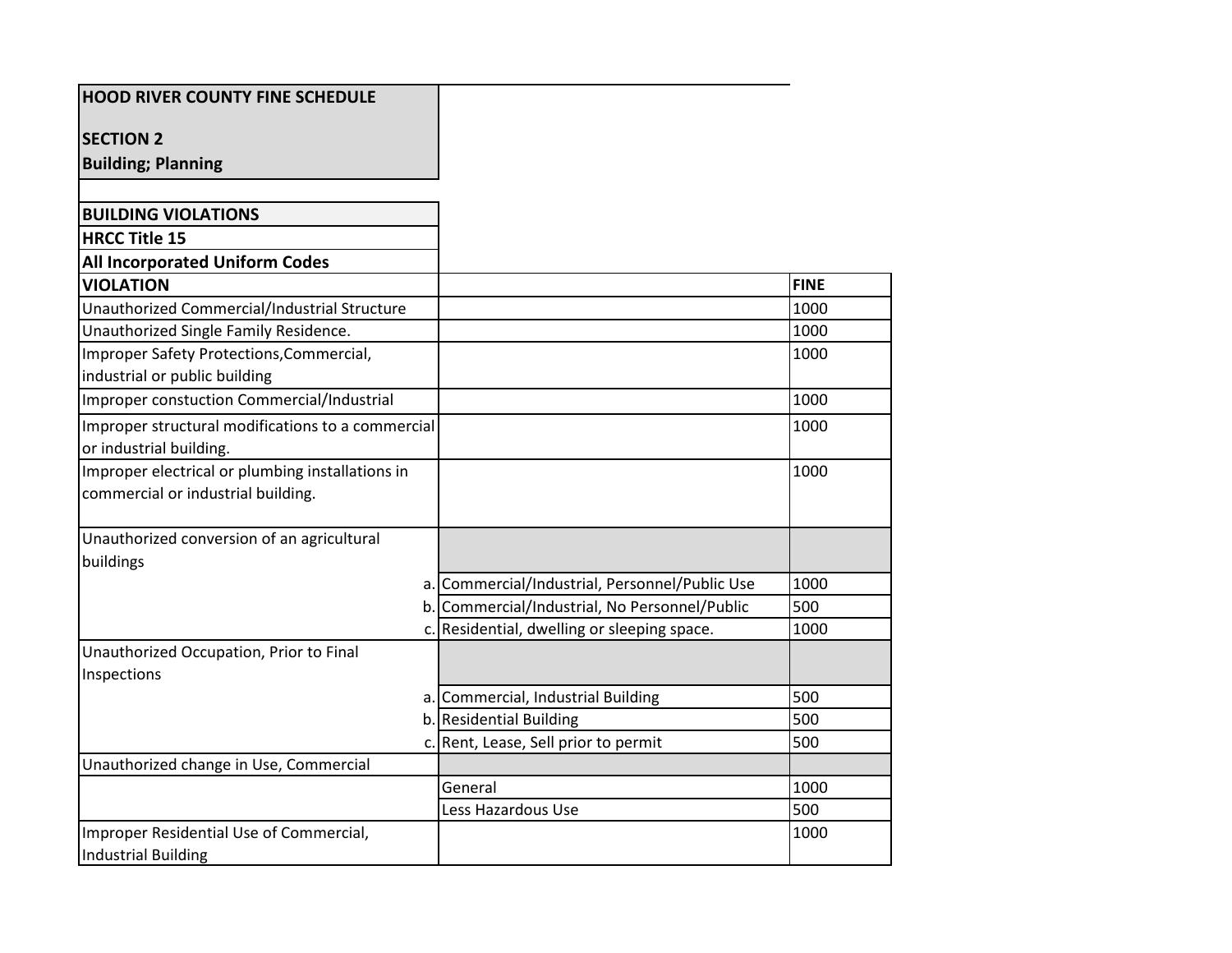**HOOD RIVER COUNTY FINE SCHEDULE**

**SECTION 2**
**Building; Planning**

**BUILDING VIOLATIONS**
**HRCC Title 15**
**All Incorporated Uniform Codes**

| VIOLATION | | FINE |
|---|---|---|
| Unauthorized Commercial/Industrial Structure | | 1000 |
| Unauthorized Single Family Residence. | | 1000 |
| Improper Safety Protections,Commercial, industrial or public building | | 1000 |
| Improper constuction Commercial/Industrial | | 1000 |
| Improper structural modifications to a commercial or industrial building. | | 1000 |
| Improper electrical or plumbing installations in commercial or industrial building. | | 1000 |
| Unauthorized conversion of an agricultural buildings | | |
| a. | Commercial/Industrial, Personnel/Public Use | 1000 |
| b. | Commercial/Industrial, No Personnel/Public | 500 |
| c. | Residential, dwelling or sleeping space. | 1000 |
| Unauthorized Occupation, Prior to Final Inspections | | |
| a. | Commercial, Industrial Building | 500 |
| b. | Residential Building | 500 |
| c. | Rent, Lease, Sell prior to permit | 500 |
| Unauthorized change in Use, Commercial | | |
| | General | 1000 |
| | Less Hazardous Use | 500 |
| Improper Residential Use of Commercial, Industrial Building | | 1000 |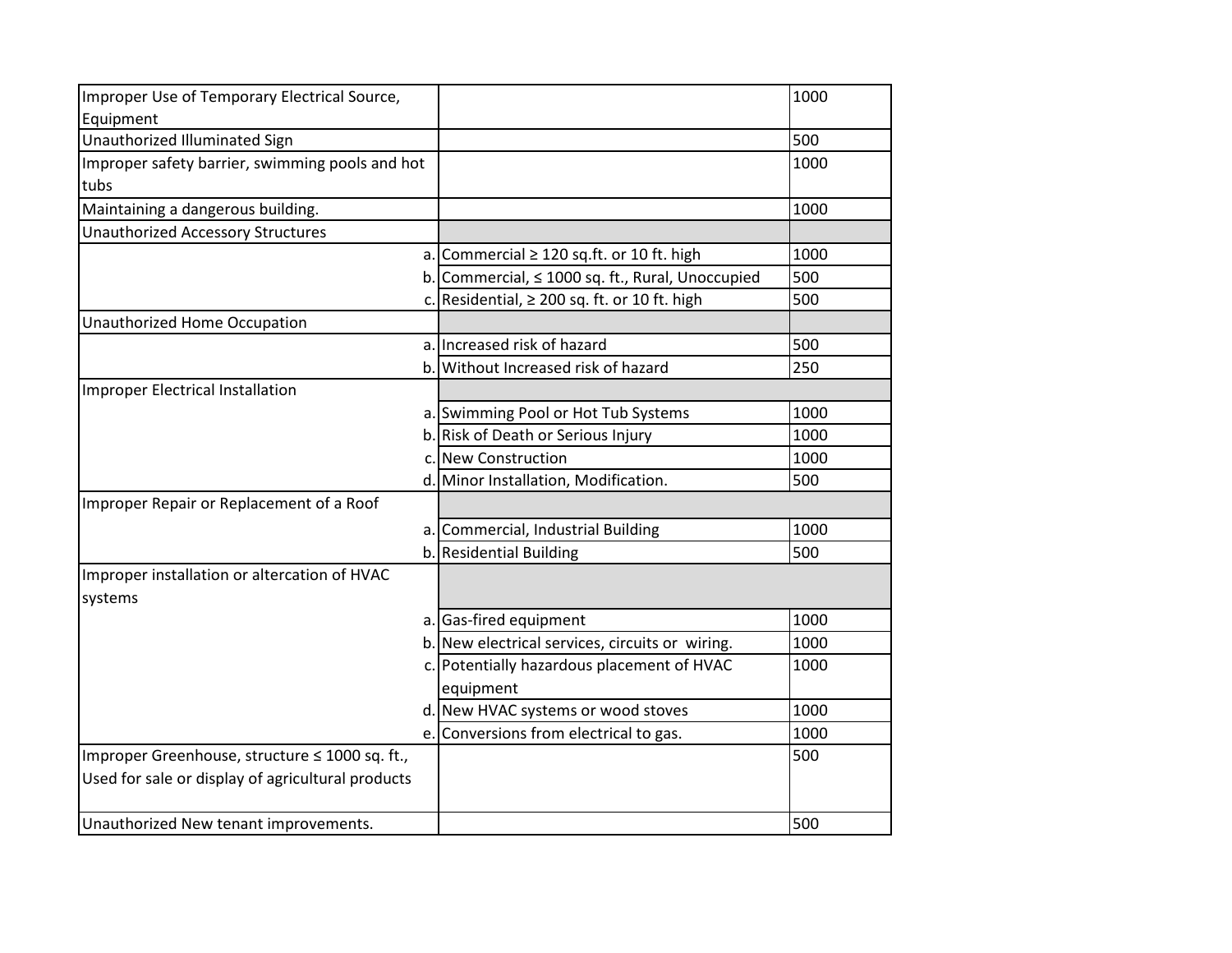| | | |
|---|---|---|
| Improper Use of Temporary Electrical Source, Equipment | | 1000 |
| Unauthorized Illuminated Sign | | 500 |
| Improper safety barrier, swimming pools and hot tubs | | 1000 |
| Maintaining a dangerous building. | | 1000 |
| Unauthorized Accessory Structures | | |
| a. | Commercial ≥ 120 sq.ft. or 10 ft. high | 1000 |
| b. | Commercial, ≤ 1000 sq. ft., Rural, Unoccupied | 500 |
| c. | Residential, ≥ 200 sq. ft. or 10 ft. high | 500 |
| Unauthorized Home Occupation | | |
| a. | Increased risk of hazard | 500 |
| b. | Without Increased risk of hazard | 250 |
| Improper Electrical Installation | | |
| a. | Swimming Pool or Hot Tub Systems | 1000 |
| b. | Risk of Death or Serious Injury | 1000 |
| c. | New Construction | 1000 |
| d. | Minor Installation, Modification. | 500 |
| Improper Repair or Replacement of a Roof | | |
| a. | Commercial, Industrial Building | 1000 |
| b. | Residential Building | 500 |
| Improper installation or altercation of HVAC systems | | |
| a. | Gas-fired equipment | 1000 |
| b. | New electrical services, circuits or wiring. | 1000 |
| c. | Potentially hazardous placement of HVAC equipment | 1000 |
| d. | New HVAC systems or wood stoves | 1000 |
| e. | Conversions from electrical to gas. | 1000 |
| Improper Greenhouse, structure ≤ 1000 sq. ft., Used for sale or display of agricultural products | | 500 |
| Unauthorized New tenant improvements. | | 500 |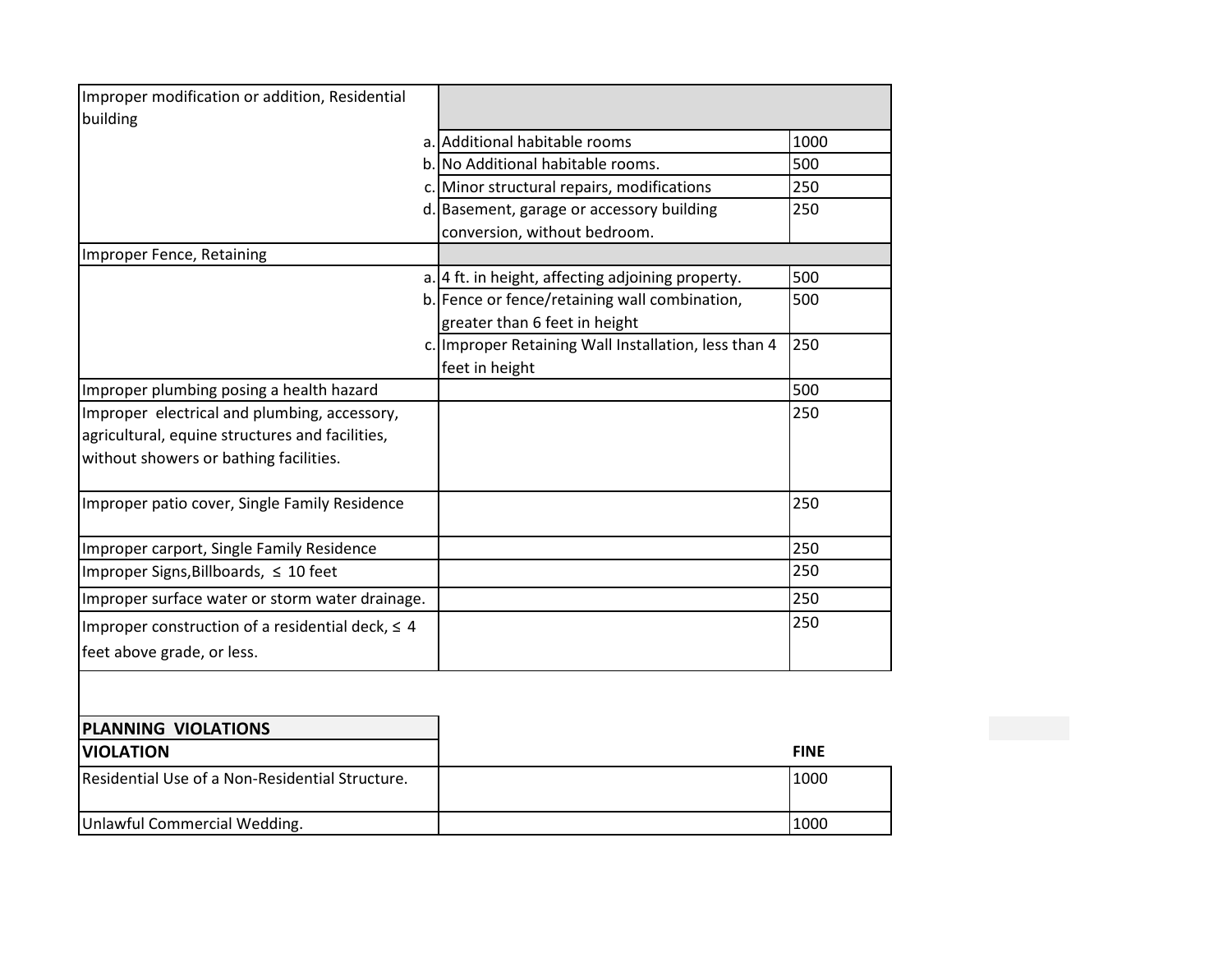| Violation | | Description | Fine |
|---|---|---|---|
| Improper modification or addition, Residential building | | | |
| | a. | Additional habitable rooms | 1000 |
| | b. | No Additional habitable rooms. | 500 |
| | c. | Minor structural repairs, modifications | 250 |
| | d. | Basement, garage or accessory building conversion, without bedroom. | 250 |
| Improper Fence, Retaining | | | |
| | a. | 4 ft. in height, affecting adjoining property. | 500 |
| | b. | Fence or fence/retaining wall combination, greater than 6 feet in height | 500 |
| | c. | Improper Retaining Wall Installation, less than 4 feet in height | 250 |
| Improper plumbing posing a health hazard | | | 500 |
| Improper electrical and plumbing, accessory, agricultural, equine structures and facilities, without showers or bathing facilities. | | | 250 |
| Improper patio cover, Single Family Residence | | | 250 |
| Improper carport, Single Family Residence | | | 250 |
| Improper Signs,Billboards, ≤ 10 feet | | | 250 |
| Improper surface water or storm water drainage. | | | 250 |
| Improper construction of a residential deck, ≤ 4 feet above grade, or less. | | | 250 |

**PLANNING VIOLATIONS**

| VIOLATION | | FINE |
|---|---|---|
| Residential Use of a Non-Residential Structure. | | 1000 |
| Unlawful Commercial Wedding. | | 1000 |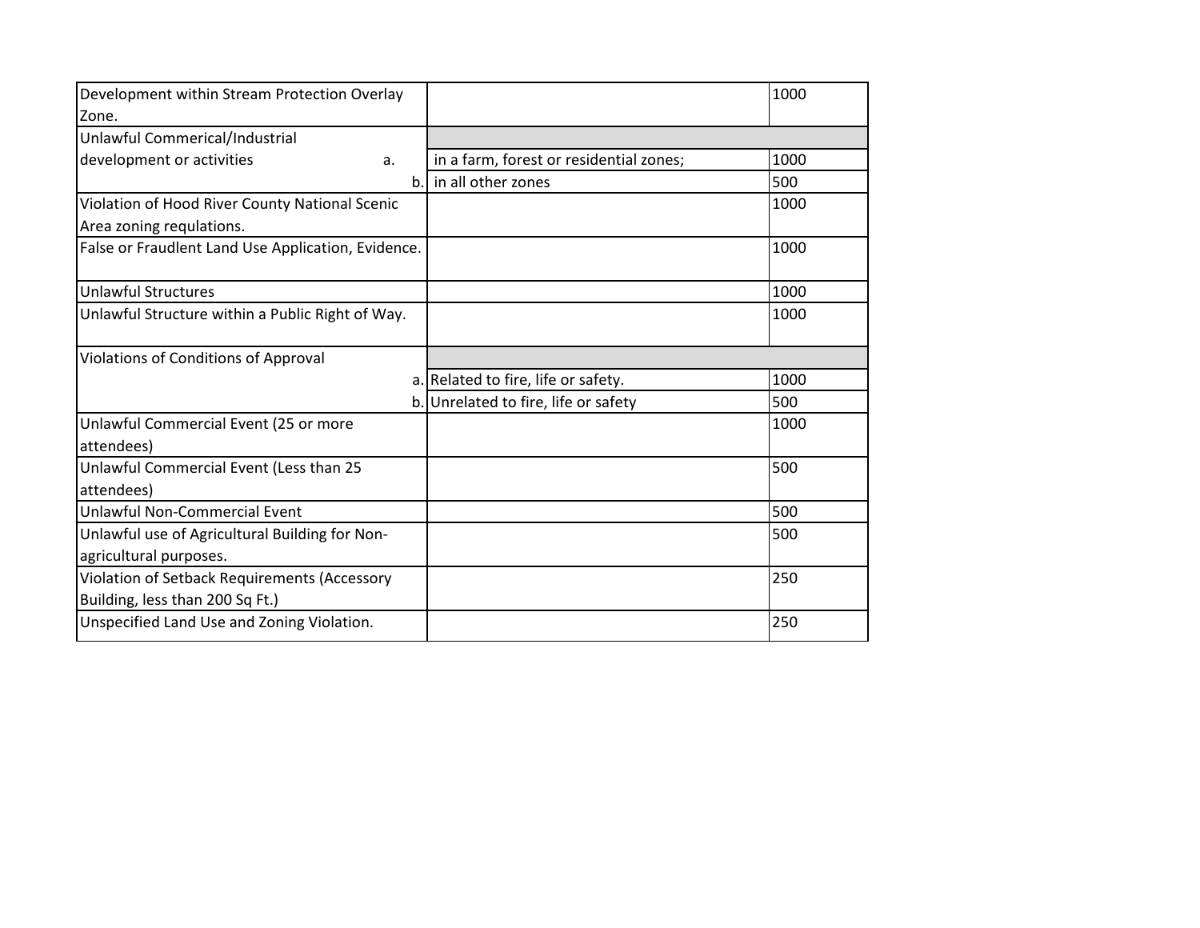| | | |
|---|---|---|
| Development within Stream Protection Overlay Zone. | | 1000 |
| Unlawful Commerical/Industrial development or activities | | |
| a. | in a farm, forest or residential zones; | 1000 |
| b. | in all other zones | 500 |
| Violation of Hood River County National Scenic Area zoning requlations. | | 1000 |
| False or Fraudlent Land Use Application, Evidence. | | 1000 |
| Unlawful Structures | | 1000 |
| Unlawful Structure within a Public Right of Way. | | 1000 |
| Violations of Conditions of Approval | | |
| a. | Related to fire, life or safety. | 1000 |
| b. | Unrelated to fire, life or safety | 500 |
| Unlawful Commercial Event (25 or more attendees) | | 1000 |
| Unlawful Commercial Event (Less than 25 attendees) | | 500 |
| Unlawful Non-Commercial Event | | 500 |
| Unlawful use of Agricultural Building for Non-agricultural purposes. | | 500 |
| Violation of Setback Requirements (Accessory Building, less than 200 Sq Ft.) | | 250 |
| Unspecified Land Use and Zoning Violation. | | 250 |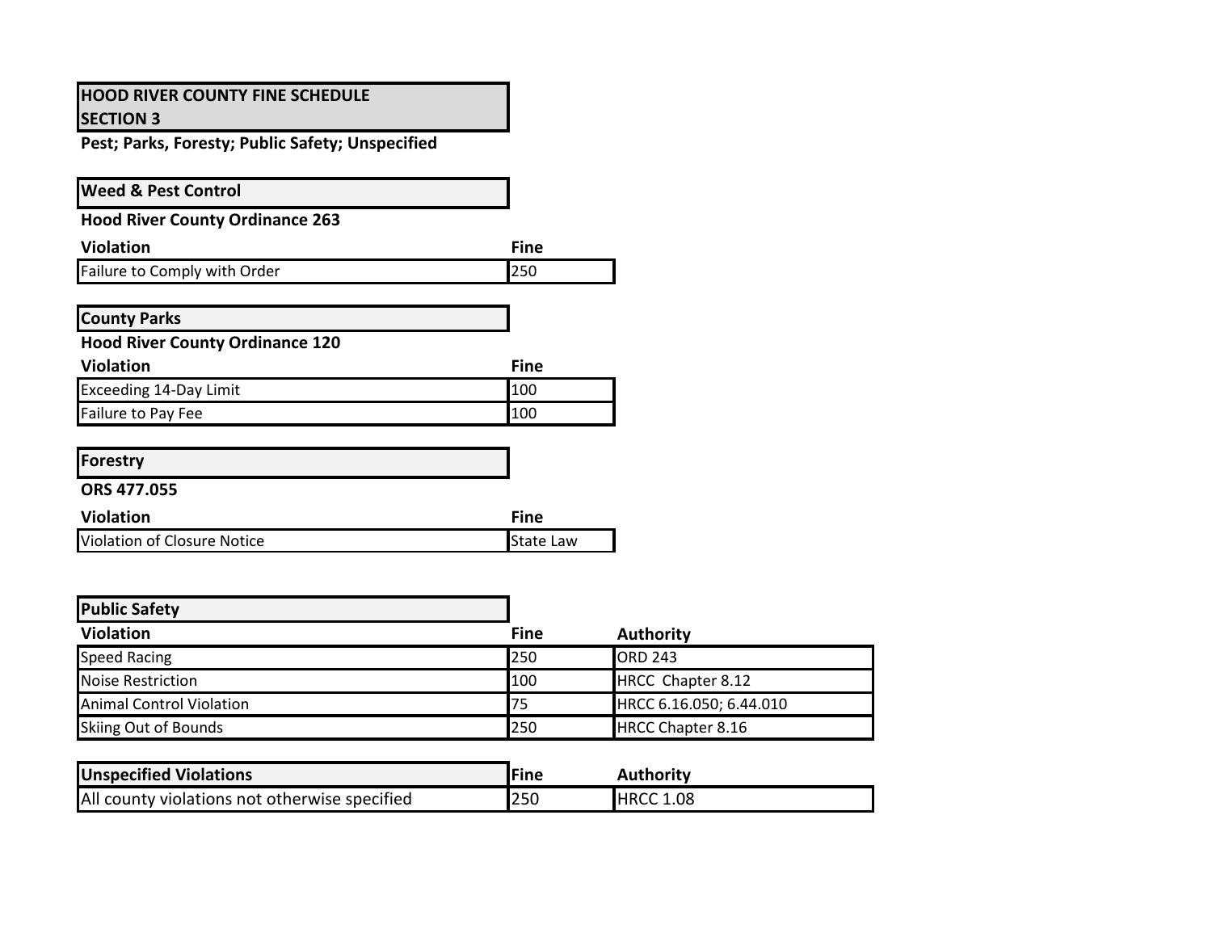## HOOD RIVER COUNTY FINE SCHEDULE
## SECTION 3

**Pest; Parks, Foresty; Public Safety; Unspecified**

### Weed & Pest Control

**Hood River County Ordinance 263**

| Violation | Fine |
|---|---|
| Failure to Comply with Order | 250 |

### County Parks

**Hood River County Ordinance 120**

| Violation | Fine |
|---|---|
| Exceeding 14-Day Limit | 100 |
| Failure to Pay Fee | 100 |

### Forestry

**ORS 477.055**

| Violation | Fine |
|---|---|
| Violation of Closure Notice | State Law |

### Public Safety

| Violation | Fine | Authority |
|---|---|---|
| Speed Racing | 250 | ORD 243 |
| Noise Restriction | 100 | HRCC Chapter 8.12 |
| Animal Control Violation | 75 | HRCC 6.16.050; 6.44.010 |
| Skiing Out of Bounds | 250 | HRCC Chapter 8.16 |

| Unspecified Violations | Fine | Authority |
|---|---|---|
| All county violations not otherwise specified | 250 | HRCC 1.08 |